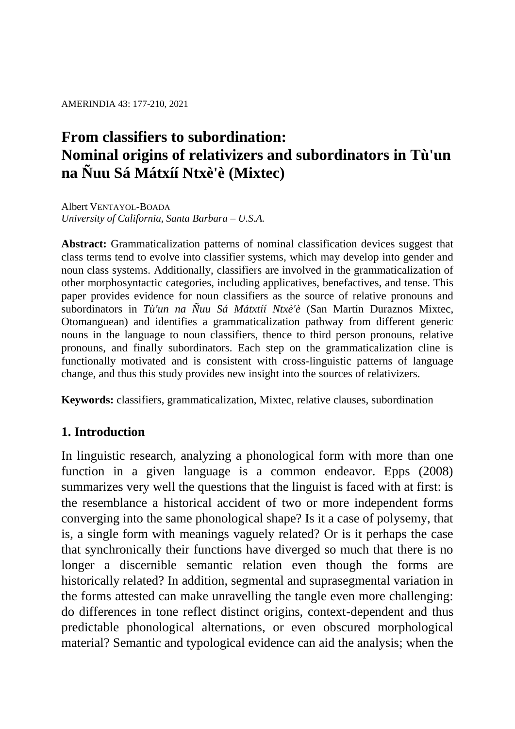# From classifiers to subordination: Nominal origins of relativizers and subordinators in Tù'un na Ñuu Sá Mátxíí Ntxè'è (Mixtec)

Albert VENTAYOL-BOADA
*University of California, Santa Barbara – U.S.A.*

**Abstract:** Grammaticalization patterns of nominal classification devices suggest that class terms tend to evolve into classifier systems, which may develop into gender and noun class systems. Additionally, classifiers are involved in the grammaticalization of other morphosyntactic categories, including applicatives, benefactives, and tense. This paper provides evidence for noun classifiers as the source of relative pronouns and subordinators in *Tù'un na Ñuu Sá Mátxtíí Ntxè'è* (San Martín Duraznos Mixtec, Otomanguean) and identifies a grammaticalization pathway from different generic nouns in the language to noun classifiers, thence to third person pronouns, relative pronouns, and finally subordinators. Each step on the grammaticalization cline is functionally motivated and is consistent with cross-linguistic patterns of language change, and thus this study provides new insight into the sources of relativizers.

**Keywords:** classifiers, grammaticalization, Mixtec, relative clauses, subordination

## 1. Introduction

In linguistic research, analyzing a phonological form with more than one function in a given language is a common endeavor. Epps (2008) summarizes very well the questions that the linguist is faced with at first: is the resemblance a historical accident of two or more independent forms converging into the same phonological shape? Is it a case of polysemy, that is, a single form with meanings vaguely related? Or is it perhaps the case that synchronically their functions have diverged so much that there is no longer a discernible semantic relation even though the forms are historically related? In addition, segmental and suprasegmental variation in the forms attested can make unravelling the tangle even more challenging: do differences in tone reflect distinct origins, context-dependent and thus predictable phonological alternations, or even obscured morphological material? Semantic and typological evidence can aid the analysis; when the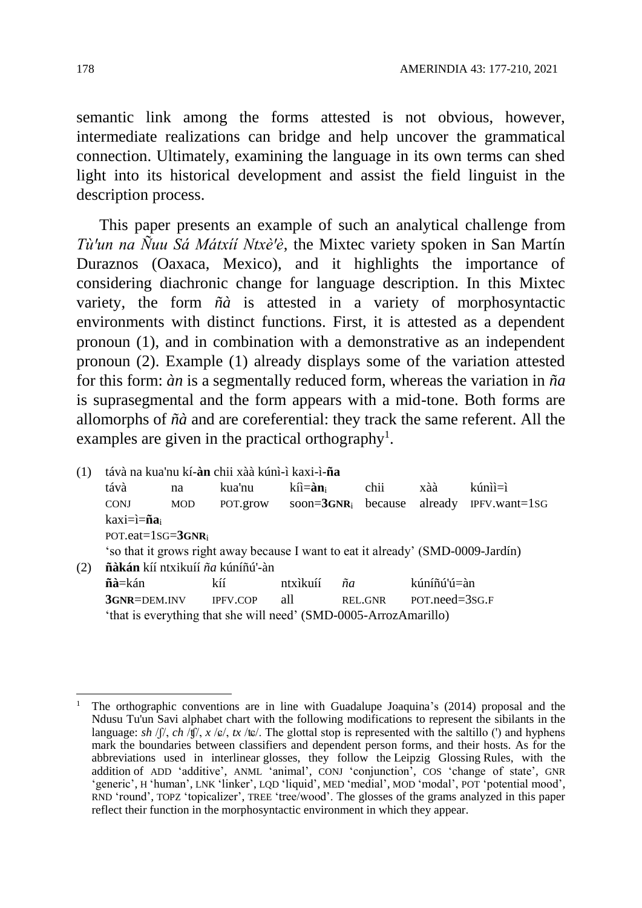semantic link among the forms attested is not obvious, however, intermediate realizations can bridge and help uncover the grammatical connection. Ultimately, examining the language in its own terms can shed light into its historical development and assist the field linguist in the description process.

This paper presents an example of such an analytical challenge from *Tù'un na Ñuu Sá Mátxíí Ntxè'è*, the Mixtec variety spoken in San Martín Duraznos (Oaxaca, Mexico), and it highlights the importance of considering diachronic change for language description. In this Mixtec variety, the form *ñà* is attested in a variety of morphosyntactic environments with distinct functions. First, it is attested as a dependent pronoun (1), and in combination with a demonstrative as an independent pronoun (2). Example (1) already displays some of the variation attested for this form: *àn* is a segmentally reduced form, whereas the variation in *ña* is suprasegmental and the form appears with a mid-tone. Both forms are allomorphs of *ñà* and are coreferential: they track the same referent. All the examples are given in the practical orthography[1].

(1) távà na kua'nu kí-**àn** chii xàà kúnì-ì kaxi-ì-**ña**

| távà | na | kua'nu | kíì=**àn**$_i$ | chii | xàà | kúnìì=ì |
|---|---|---|---|---|---|---|
| CONJ | MOD | POT.grow | soon=**3GNR**$_i$ | because | already | IPFV.want=1SG |

kaxi=ì=**ña**$_i$
POT.eat=1SG=**3GNR**$_i$
'so that it grows right away because I want to eat it already' (SMD-0009-Jardín)

(2) **ñàkán** kíí ntxikuíí *ña* kúníñú'-àn

| **ñà**=kán | kíí | ntxìkuíí | *ña* | kúníñú'ú=àn |
|---|---|---|---|---|
| **3GNR**=DEM.INV | IPFV.COP | all | REL.GNR | POT.need=3SG.F |

'that is everything that she will need' (SMD-0005-ArrozAmarillo)

---

[1] The orthographic conventions are in line with Guadalupe Joaquina's (2014) proposal and the Ndusu Tu'un Savi alphabet chart with the following modifications to represent the sibilants in the language: *sh* /ʃ/, *ch* /ʧ/, *x* /ɕ/, *tx* /tɕ/. The glottal stop is represented with the saltillo (') and hyphens mark the boundaries between classifiers and dependent person forms, and their hosts. As for the abbreviations used in interlinear glosses, they follow the Leipzig Glossing Rules, with the addition of ADD 'additive', ANML 'animal', CONJ 'conjunction', COS 'change of state', GNR 'generic', H 'human', LNK 'linker', LQD 'liquid', MED 'medial', MOD 'modal', POT 'potential mood', RND 'round', TOPZ 'topicalizer', TREE 'tree/wood'. The glosses of the grams analyzed in this paper reflect their function in the morphosyntactic environment in which they appear.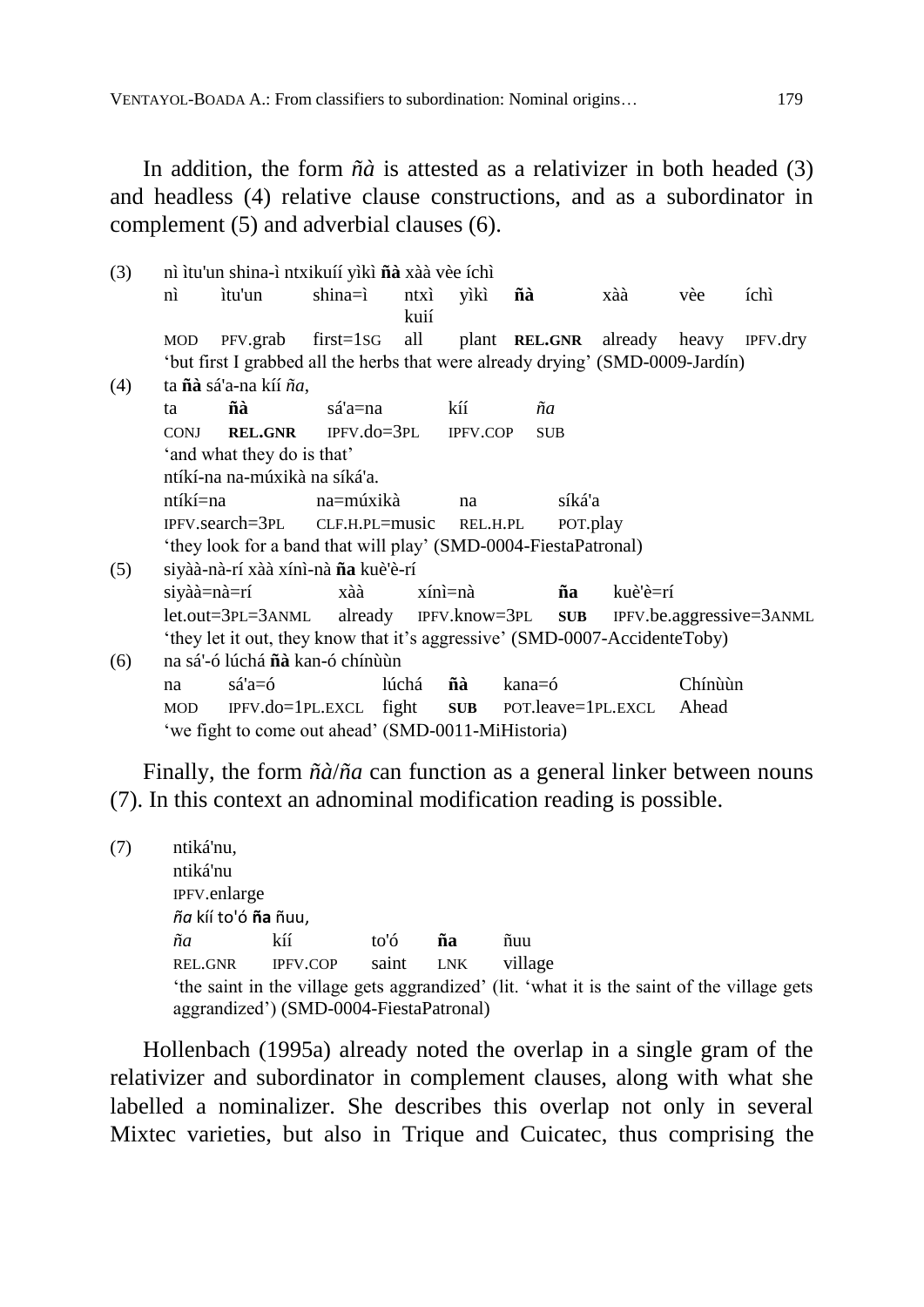In addition, the form *ñà* is attested as a relativizer in both headed (3) and headless (4) relative clause constructions, and as a subordinator in complement (5) and adverbial clauses (6).

(3) nì ìtu'un shina-ì ntxikuíí yìkì **ñà** xàà vèe íchì

| nì | ìtu'un | shina=ì | ntxìkuií | yìkì | **ñà** | xàà | vèe | íchì |
|---|---|---|---|---|---|---|---|---|
| MOD | PFV.grab | first=1SG | all | plant | **REL.GNR** | already | heavy | IPFV.dry |

'but first I grabbed all the herbs that were already drying' (SMD-0009-Jardín)

(4) ta **ñà** sá'a-na kíí *ña*,

| ta | **ñà** | sá'a=na | kíí | *ña* |
|---|---|---|---|---|
| CONJ | **REL.GNR** | IPFV.do=3PL | IPFV.COP | SUB |

'and what they do is that'

ntíkí-na na-múxikà na síká'a.

| ntíkí=na | na=múxikà | na | síká'a |
|---|---|---|---|
| IPFV.search=3PL | CLF.H.PL=music | REL.H.PL | POT.play |

'they look for a band that will play' (SMD-0004-FiestaPatronal)

(5) siyàà-nà-rí xàà xínì-nà **ña** kuè'è-rí

| siyàà=nà=rí | xàà | xínì=nà | **ña** | kuè'è=rí |
|---|---|---|---|---|
| let.out=3PL=3ANML | already | IPFV.know=3PL | **SUB** | IPFV.be.aggressive=3ANML |

'they let it out, they know that it's aggressive' (SMD-0007-AccidenteToby)

(6) na sá'-ó lúchá **ñà** kan-ó chínùùn

| na | sá'a=ó | lúchá | **ñà** | kana=ó | Chínùùn |
|---|---|---|---|---|---|
| MOD | IPFV.do=1PL.EXCL | fight | **SUB** | POT.leave=1PL.EXCL | Ahead |

'we fight to come out ahead' (SMD-0011-MiHistoria)

Finally, the form *ñà*/*ña* can function as a general linker between nouns (7). In this context an adnominal modification reading is possible.

(7) ntiká'nu,

ntiká'nu
IPFV.enlarge

*ña* kíí to'ó **ña** ñuu,

| *ña* | kíí | to'ó | **ña** | ñuu |
|---|---|---|---|---|
| REL.GNR | IPFV.COP | saint | LNK | village |

'the saint in the village gets aggrandized' (lit. 'what it is the saint of the village gets aggrandized') (SMD-0004-FiestaPatronal)

Hollenbach (1995a) already noted the overlap in a single gram of the relativizer and subordinator in complement clauses, along with what she labelled a nominalizer. She describes this overlap not only in several Mixtec varieties, but also in Trique and Cuicatec, thus comprising the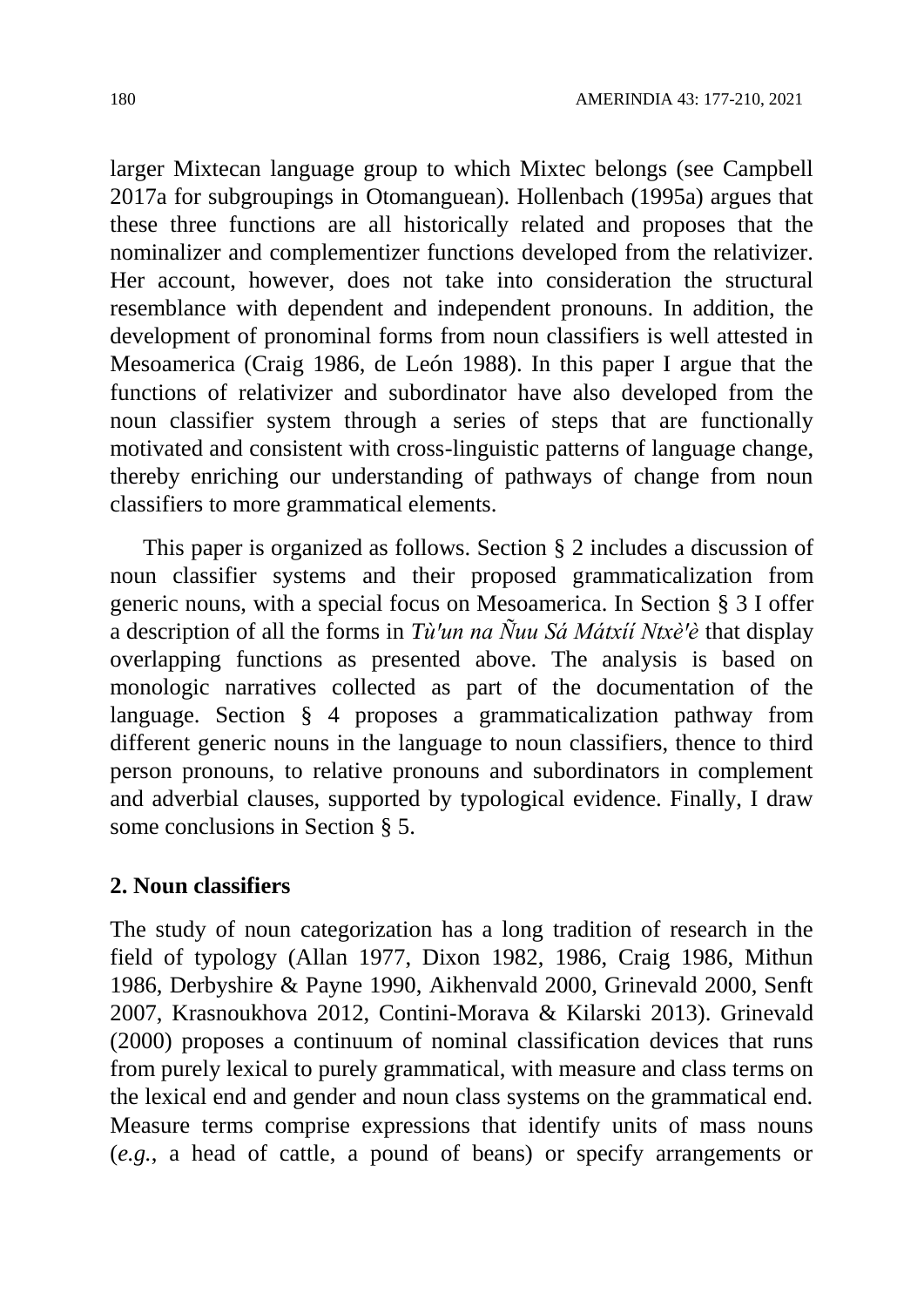larger Mixtecan language group to which Mixtec belongs (see Campbell 2017a for subgroupings in Otomanguean). Hollenbach (1995a) argues that these three functions are all historically related and proposes that the nominalizer and complementizer functions developed from the relativizer. Her account, however, does not take into consideration the structural resemblance with dependent and independent pronouns. In addition, the development of pronominal forms from noun classifiers is well attested in Mesoamerica (Craig 1986, de León 1988). In this paper I argue that the functions of relativizer and subordinator have also developed from the noun classifier system through a series of steps that are functionally motivated and consistent with cross-linguistic patterns of language change, thereby enriching our understanding of pathways of change from noun classifiers to more grammatical elements.

This paper is organized as follows. Section § 2 includes a discussion of noun classifier systems and their proposed grammaticalization from generic nouns, with a special focus on Mesoamerica. In Section § 3 I offer a description of all the forms in *Tù'un na Ñuu Sá Mátxíí Ntxè'è* that display overlapping functions as presented above. The analysis is based on monologic narratives collected as part of the documentation of the language. Section § 4 proposes a grammaticalization pathway from different generic nouns in the language to noun classifiers, thence to third person pronouns, to relative pronouns and subordinators in complement and adverbial clauses, supported by typological evidence. Finally, I draw some conclusions in Section § 5.

## 2. Noun classifiers

The study of noun categorization has a long tradition of research in the field of typology (Allan 1977, Dixon 1982, 1986, Craig 1986, Mithun 1986, Derbyshire & Payne 1990, Aikhenvald 2000, Grinevald 2000, Senft 2007, Krasnoukhova 2012, Contini-Morava & Kilarski 2013). Grinevald (2000) proposes a continuum of nominal classification devices that runs from purely lexical to purely grammatical, with measure and class terms on the lexical end and gender and noun class systems on the grammatical end. Measure terms comprise expressions that identify units of mass nouns (*e.g.*, a head of cattle, a pound of beans) or specify arrangements or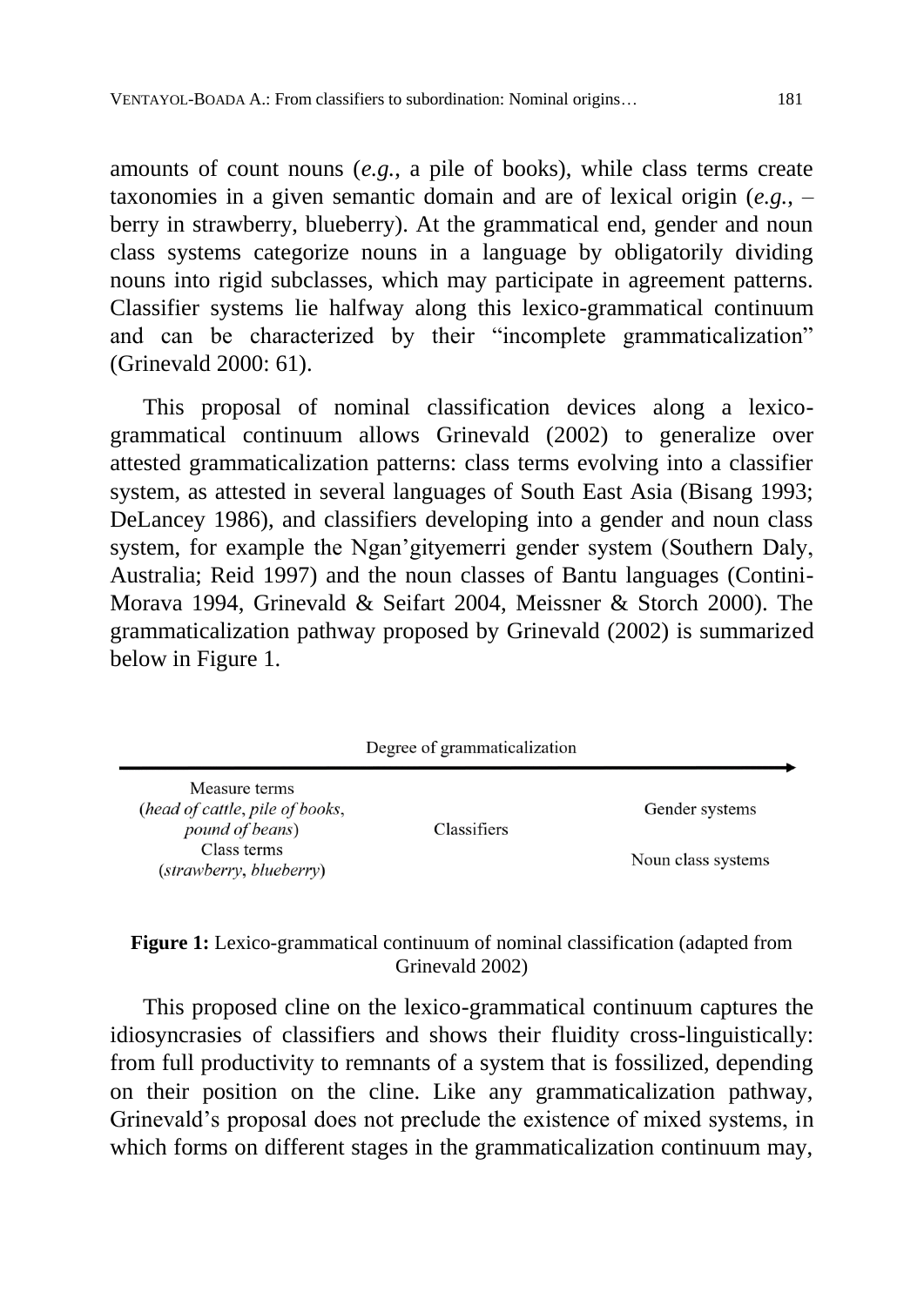amounts of count nouns (*e.g.*, a pile of books), while class terms create taxonomies in a given semantic domain and are of lexical origin (*e.g.*, –berry in strawberry, blueberry). At the grammatical end, gender and noun class systems categorize nouns in a language by obligatorily dividing nouns into rigid subclasses, which may participate in agreement patterns. Classifier systems lie halfway along this lexico-grammatical continuum and can be characterized by their "incomplete grammaticalization" (Grinevald 2000: 61).

This proposal of nominal classification devices along a lexico-grammatical continuum allows Grinevald (2002) to generalize over attested grammaticalization patterns: class terms evolving into a classifier system, as attested in several languages of South East Asia (Bisang 1993; DeLancey 1986), and classifiers developing into a gender and noun class system, for example the Ngan'gityemerri gender system (Southern Daly, Australia; Reid 1997) and the noun classes of Bantu languages (Contini-Morava 1994, Grinevald & Seifart 2004, Meissner & Storch 2000). The grammaticalization pathway proposed by Grinevald (2002) is summarized below in Figure 1.

Degree of grammaticalization →

| | | |
|---|---|---|
| Measure terms (*head of cattle*, *pile of books*, *pound of beans*) | | Gender systems |
| | Classifiers | |
| Class terms (*strawberry*, *blueberry*) | | Noun class systems |

**Figure 1:** Lexico-grammatical continuum of nominal classification (adapted from Grinevald 2002)

This proposed cline on the lexico-grammatical continuum captures the idiosyncrasies of classifiers and shows their fluidity cross-linguistically: from full productivity to remnants of a system that is fossilized, depending on their position on the cline. Like any grammaticalization pathway, Grinevald's proposal does not preclude the existence of mixed systems, in which forms on different stages in the grammaticalization continuum may,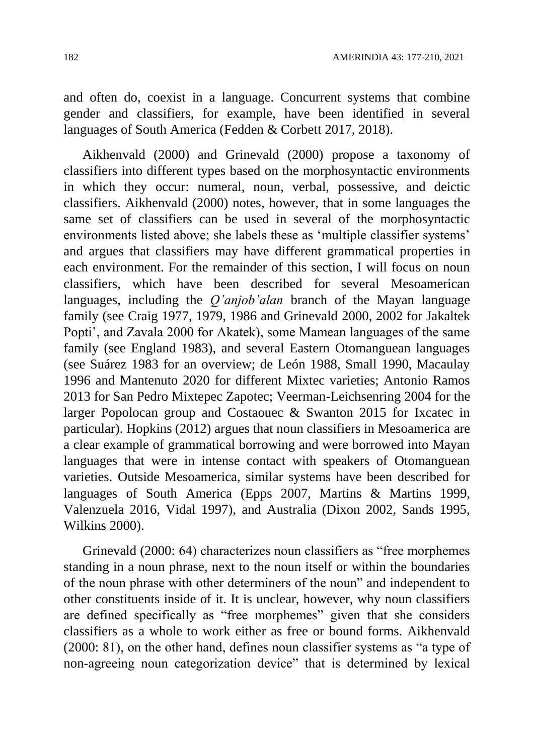and often do, coexist in a language. Concurrent systems that combine gender and classifiers, for example, have been identified in several languages of South America (Fedden & Corbett 2017, 2018).

Aikhenvald (2000) and Grinevald (2000) propose a taxonomy of classifiers into different types based on the morphosyntactic environments in which they occur: numeral, noun, verbal, possessive, and deictic classifiers. Aikhenvald (2000) notes, however, that in some languages the same set of classifiers can be used in several of the morphosyntactic environments listed above; she labels these as 'multiple classifier systems' and argues that classifiers may have different grammatical properties in each environment. For the remainder of this section, I will focus on noun classifiers, which have been described for several Mesoamerican languages, including the *Q'anjob'alan* branch of the Mayan language family (see Craig 1977, 1979, 1986 and Grinevald 2000, 2002 for Jakaltek Popti', and Zavala 2000 for Akatek), some Mamean languages of the same family (see England 1983), and several Eastern Otomanguean languages (see Suárez 1983 for an overview; de León 1988, Small 1990, Macaulay 1996 and Mantenuto 2020 for different Mixtec varieties; Antonio Ramos 2013 for San Pedro Mixtepec Zapotec; Veerman-Leichsenring 2004 for the larger Popolocan group and Costaouec & Swanton 2015 for Ixcatec in particular). Hopkins (2012) argues that noun classifiers in Mesoamerica are a clear example of grammatical borrowing and were borrowed into Mayan languages that were in intense contact with speakers of Otomanguean varieties. Outside Mesoamerica, similar systems have been described for languages of South America (Epps 2007, Martins & Martins 1999, Valenzuela 2016, Vidal 1997), and Australia (Dixon 2002, Sands 1995, Wilkins 2000).

Grinevald (2000: 64) characterizes noun classifiers as "free morphemes standing in a noun phrase, next to the noun itself or within the boundaries of the noun phrase with other determiners of the noun" and independent to other constituents inside of it. It is unclear, however, why noun classifiers are defined specifically as "free morphemes" given that she considers classifiers as a whole to work either as free or bound forms. Aikhenvald (2000: 81), on the other hand, defines noun classifier systems as "a type of non-agreeing noun categorization device" that is determined by lexical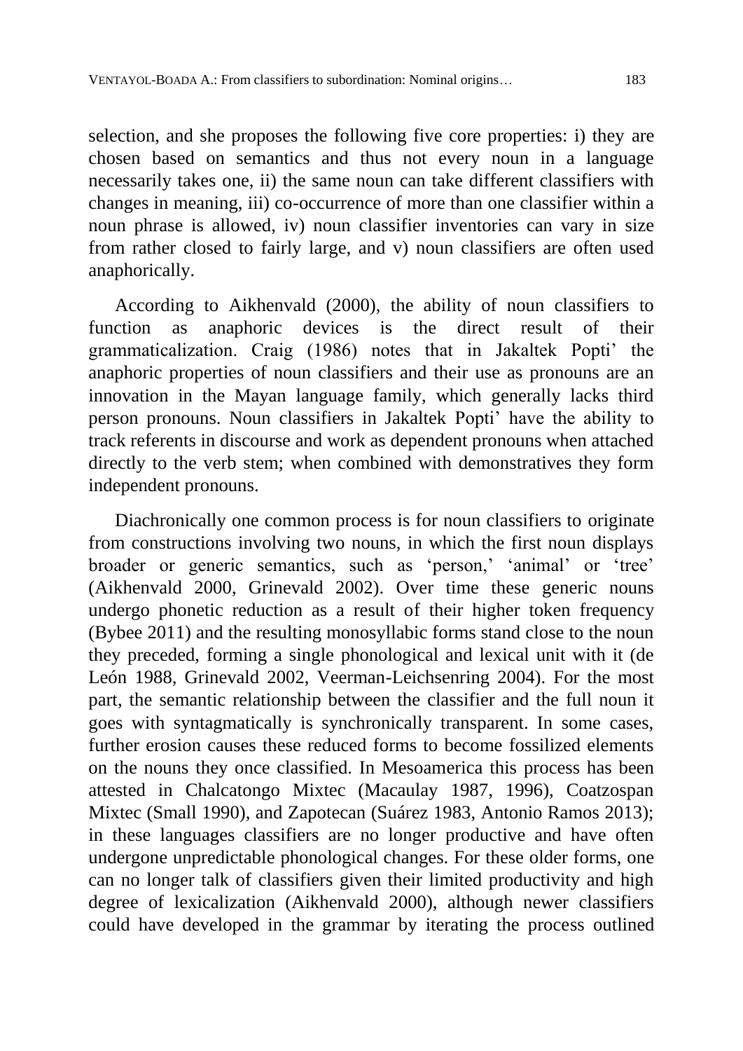selection, and she proposes the following five core properties: i) they are chosen based on semantics and thus not every noun in a language necessarily takes one, ii) the same noun can take different classifiers with changes in meaning, iii) co-occurrence of more than one classifier within a noun phrase is allowed, iv) noun classifier inventories can vary in size from rather closed to fairly large, and v) noun classifiers are often used anaphorically.

According to Aikhenvald (2000), the ability of noun classifiers to function as anaphoric devices is the direct result of their grammaticalization. Craig (1986) notes that in Jakaltek Popti' the anaphoric properties of noun classifiers and their use as pronouns are an innovation in the Mayan language family, which generally lacks third person pronouns. Noun classifiers in Jakaltek Popti' have the ability to track referents in discourse and work as dependent pronouns when attached directly to the verb stem; when combined with demonstratives they form independent pronouns.

Diachronically one common process is for noun classifiers to originate from constructions involving two nouns, in which the first noun displays broader or generic semantics, such as 'person,' 'animal' or 'tree' (Aikhenvald 2000, Grinevald 2002). Over time these generic nouns undergo phonetic reduction as a result of their higher token frequency (Bybee 2011) and the resulting monosyllabic forms stand close to the noun they preceded, forming a single phonological and lexical unit with it (de León 1988, Grinevald 2002, Veerman-Leichsenring 2004). For the most part, the semantic relationship between the classifier and the full noun it goes with syntagmatically is synchronically transparent. In some cases, further erosion causes these reduced forms to become fossilized elements on the nouns they once classified. In Mesoamerica this process has been attested in Chalcatongo Mixtec (Macaulay 1987, 1996), Coatzospan Mixtec (Small 1990), and Zapotecan (Suárez 1983, Antonio Ramos 2013); in these languages classifiers are no longer productive and have often undergone unpredictable phonological changes. For these older forms, one can no longer talk of classifiers given their limited productivity and high degree of lexicalization (Aikhenvald 2000), although newer classifiers could have developed in the grammar by iterating the process outlined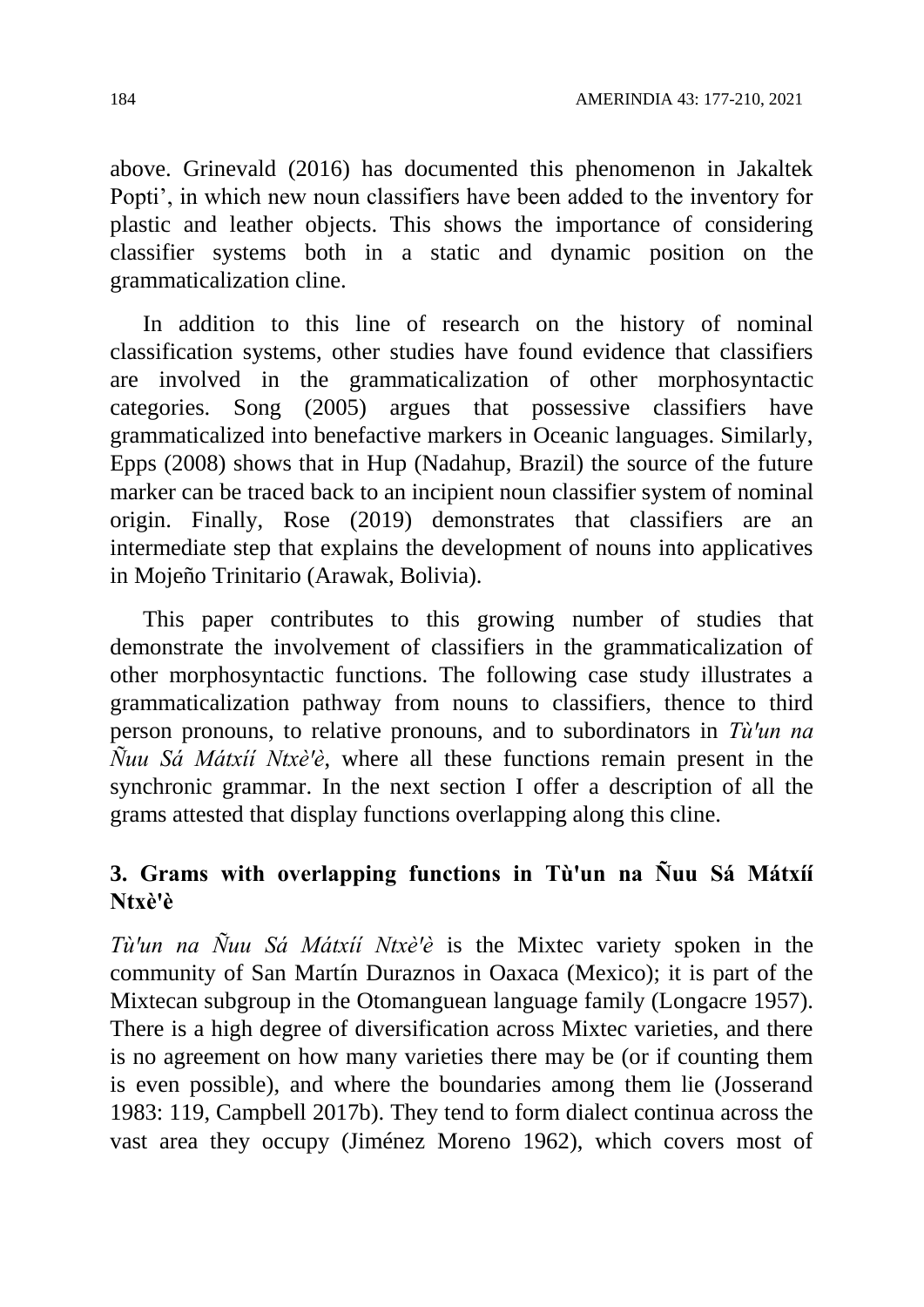above. Grinevald (2016) has documented this phenomenon in Jakaltek Popti', in which new noun classifiers have been added to the inventory for plastic and leather objects. This shows the importance of considering classifier systems both in a static and dynamic position on the grammaticalization cline.

In addition to this line of research on the history of nominal classification systems, other studies have found evidence that classifiers are involved in the grammaticalization of other morphosyntactic categories. Song (2005) argues that possessive classifiers have grammaticalized into benefactive markers in Oceanic languages. Similarly, Epps (2008) shows that in Hup (Nadahup, Brazil) the source of the future marker can be traced back to an incipient noun classifier system of nominal origin. Finally, Rose (2019) demonstrates that classifiers are an intermediate step that explains the development of nouns into applicatives in Mojeño Trinitario (Arawak, Bolivia).

This paper contributes to this growing number of studies that demonstrate the involvement of classifiers in the grammaticalization of other morphosyntactic functions. The following case study illustrates a grammaticalization pathway from nouns to classifiers, thence to third person pronouns, to relative pronouns, and to subordinators in *Tù'un na Ñuu Sá Mátxíí Ntxè'è*, where all these functions remain present in the synchronic grammar. In the next section I offer a description of all the grams attested that display functions overlapping along this cline.

## 3. Grams with overlapping functions in Tù'un na Ñuu Sá Mátxíí Ntxè'è

*Tù'un na Ñuu Sá Mátxíí Ntxè'è* is the Mixtec variety spoken in the community of San Martín Duraznos in Oaxaca (Mexico); it is part of the Mixtecan subgroup in the Otomanguean language family (Longacre 1957). There is a high degree of diversification across Mixtec varieties, and there is no agreement on how many varieties there may be (or if counting them is even possible), and where the boundaries among them lie (Josserand 1983: 119, Campbell 2017b). They tend to form dialect continua across the vast area they occupy (Jiménez Moreno 1962), which covers most of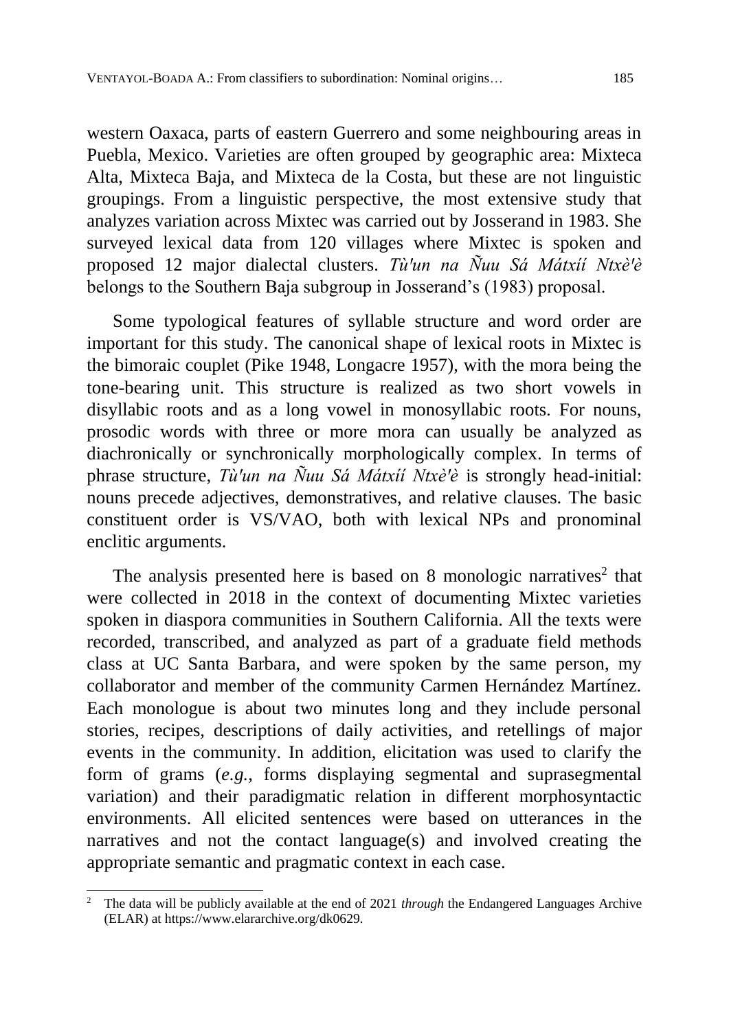western Oaxaca, parts of eastern Guerrero and some neighbouring areas in Puebla, Mexico. Varieties are often grouped by geographic area: Mixteca Alta, Mixteca Baja, and Mixteca de la Costa, but these are not linguistic groupings. From a linguistic perspective, the most extensive study that analyzes variation across Mixtec was carried out by Josserand in 1983. She surveyed lexical data from 120 villages where Mixtec is spoken and proposed 12 major dialectal clusters. *Tù'un na Ñuu Sá Mátxíí Ntxè'è* belongs to the Southern Baja subgroup in Josserand's (1983) proposal.

Some typological features of syllable structure and word order are important for this study. The canonical shape of lexical roots in Mixtec is the bimoraic couplet (Pike 1948, Longacre 1957), with the mora being the tone-bearing unit. This structure is realized as two short vowels in disyllabic roots and as a long vowel in monosyllabic roots. For nouns, prosodic words with three or more mora can usually be analyzed as diachronically or synchronically morphologically complex. In terms of phrase structure, *Tù'un na Ñuu Sá Mátxíí Ntxè'è* is strongly head-initial: nouns precede adjectives, demonstratives, and relative clauses. The basic constituent order is VS/VAO, both with lexical NPs and pronominal enclitic arguments.

The analysis presented here is based on 8 monologic narratives[2] that were collected in 2018 in the context of documenting Mixtec varieties spoken in diaspora communities in Southern California. All the texts were recorded, transcribed, and analyzed as part of a graduate field methods class at UC Santa Barbara, and were spoken by the same person, my collaborator and member of the community Carmen Hernández Martínez. Each monologue is about two minutes long and they include personal stories, recipes, descriptions of daily activities, and retellings of major events in the community. In addition, elicitation was used to clarify the form of grams (*e.g.*, forms displaying segmental and suprasegmental variation) and their paradigmatic relation in different morphosyntactic environments. All elicited sentences were based on utterances in the narratives and not the contact language(s) and involved creating the appropriate semantic and pragmatic context in each case.

---

[2] The data will be publicly available at the end of 2021 *through* the Endangered Languages Archive (ELAR) at https://www.elararchive.org/dk0629.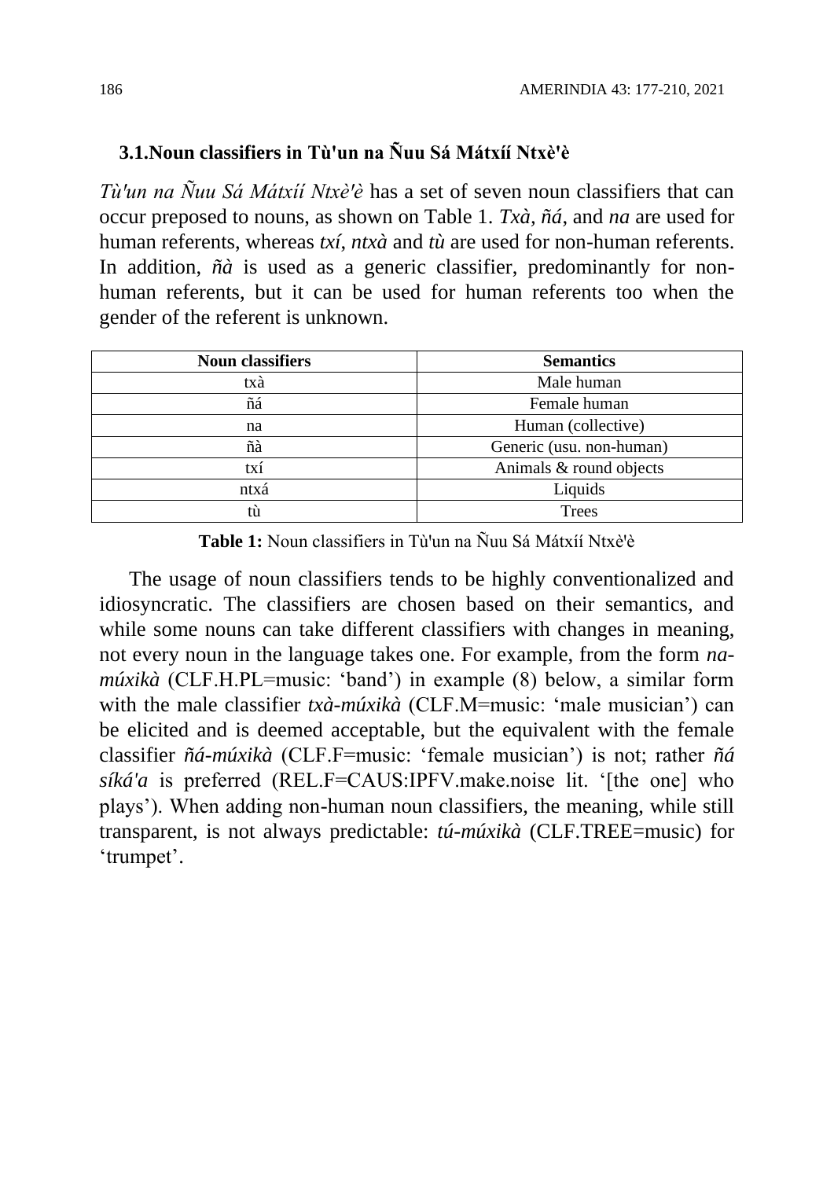### 3.1. Noun classifiers in Tù'un na Ñuu Sá Mátxíí Ntxè'è

*Tù'un na Ñuu Sá Mátxíí Ntxè'è* has a set of seven noun classifiers that can occur preposed to nouns, as shown on Table 1. *Txà*, *ñá*, and *na* are used for human referents, whereas *txí*, *ntxà* and *tù* are used for non-human referents. In addition, *ñà* is used as a generic classifier, predominantly for non-human referents, but it can be used for human referents too when the gender of the referent is unknown.

| Noun classifiers | Semantics |
|---|---|
| txà | Male human |
| ñá | Female human |
| na | Human (collective) |
| ñà | Generic (usu. non-human) |
| txí | Animals & round objects |
| ntxá | Liquids |
| tù | Trees |

**Table 1:** Noun classifiers in Tù'un na Ñuu Sá Mátxíí Ntxè'è

The usage of noun classifiers tends to be highly conventionalized and idiosyncratic. The classifiers are chosen based on their semantics, and while some nouns can take different classifiers with changes in meaning, not every noun in the language takes one. For example, from the form *na-múxikà* (CLF.H.PL=music: 'band') in example (8) below, a similar form with the male classifier *txà-múxikà* (CLF.M=music: 'male musician') can be elicited and is deemed acceptable, but the equivalent with the female classifier *ñá-múxikà* (CLF.F=music: 'female musician') is not; rather *ñá síká'a* is preferred (REL.F=CAUS:IPFV.make.noise lit. '[the one] who plays'). When adding non-human noun classifiers, the meaning, while still transparent, is not always predictable: *tú-múxikà* (CLF.TREE=music) for 'trumpet'.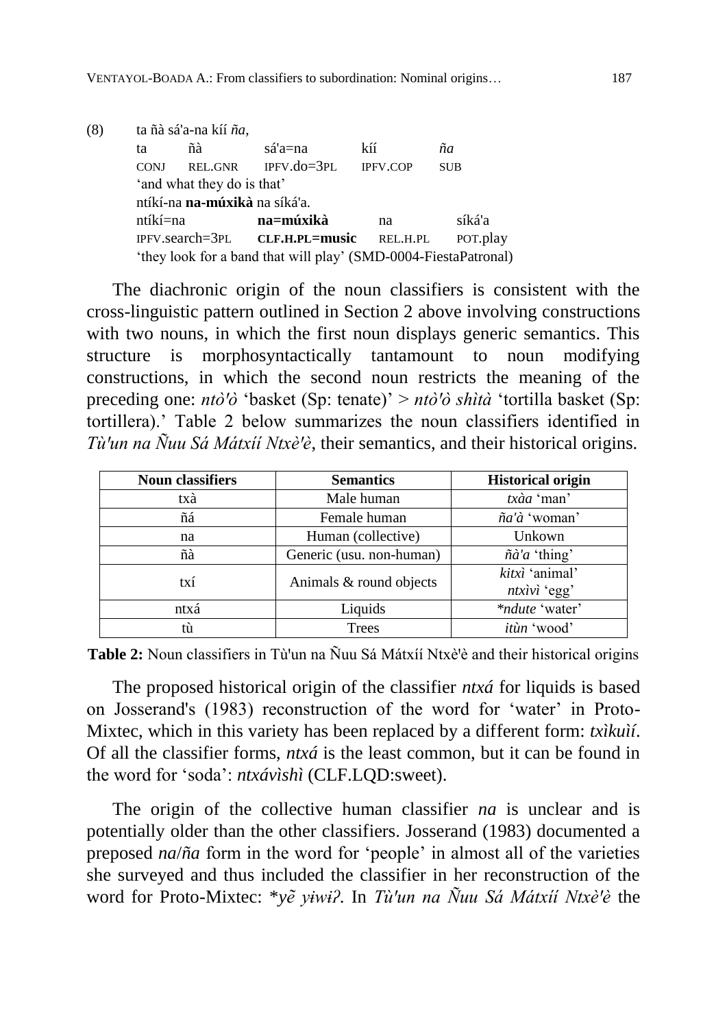(8) ta ñà sá'a-na kíí *ña*,

| ta | ñà | sá'a=na | kíí | *ña* |
|---|---|---|---|---|
| CONJ | REL.GNR | IPFV.do=3PL | IPFV.COP | SUB |

'and what they do is that'

ntíkí-na **na-múxikà** na síká'a.

| ntíkí=na | **na=múxikà** | na | síká'a |
|---|---|---|---|
| IPFV.search=3PL | **CLF.H.PL=music** | REL.H.PL | POT.play |

'they look for a band that will play' (SMD-0004-FiestaPatronal)

The diachronic origin of the noun classifiers is consistent with the cross-linguistic pattern outlined in Section 2 above involving constructions with two nouns, in which the first noun displays generic semantics. This structure is morphosyntactically tantamount to noun modifying constructions, in which the second noun restricts the meaning of the preceding one: *ntò'ò* 'basket (Sp: tenate)' > *ntò'ò shìtà* 'tortilla basket (Sp: tortillera).' Table 2 below summarizes the noun classifiers identified in *Tù'un na Ñuu Sá Mátxíí Ntxè'è*, their semantics, and their historical origins.

| Noun classifiers | Semantics | Historical origin |
|---|---|---|
| txà | Male human | *txàa* 'man' |
| ñá | Female human | *ña'à* 'woman' |
| na | Human (collective) | Unkown |
| ñà | Generic (usu. non-human) | *ñà'a* 'thing' |
| txí | Animals & round objects | *kitxì* 'animal' *ntxìvì* 'egg' |
| ntxá | Liquids | *\*ndute* 'water' |
| tù | Trees | *itùn* 'wood' |

**Table 2:** Noun classifiers in Tù'un na Ñuu Sá Mátxíí Ntxè'è and their historical origins

The proposed historical origin of the classifier *ntxá* for liquids is based on Josserand's (1983) reconstruction of the word for 'water' in Proto-Mixtec, which in this variety has been replaced by a different form: *txìkuìí*. Of all the classifier forms, *ntxá* is the least common, but it can be found in the word for 'soda': *ntxávìshì* (CLF.LQD:sweet).

The origin of the collective human classifier *na* is unclear and is potentially older than the other classifiers. Josserand (1983) documented a preposed *na*/*ña* form in the word for 'people' in almost all of the varieties she surveyed and thus included the classifier in her reconstruction of the word for Proto-Mixtec: *\*yẽ yɨwɨʔ*. In *Tù'un na Ñuu Sá Mátxíí Ntxè'è* the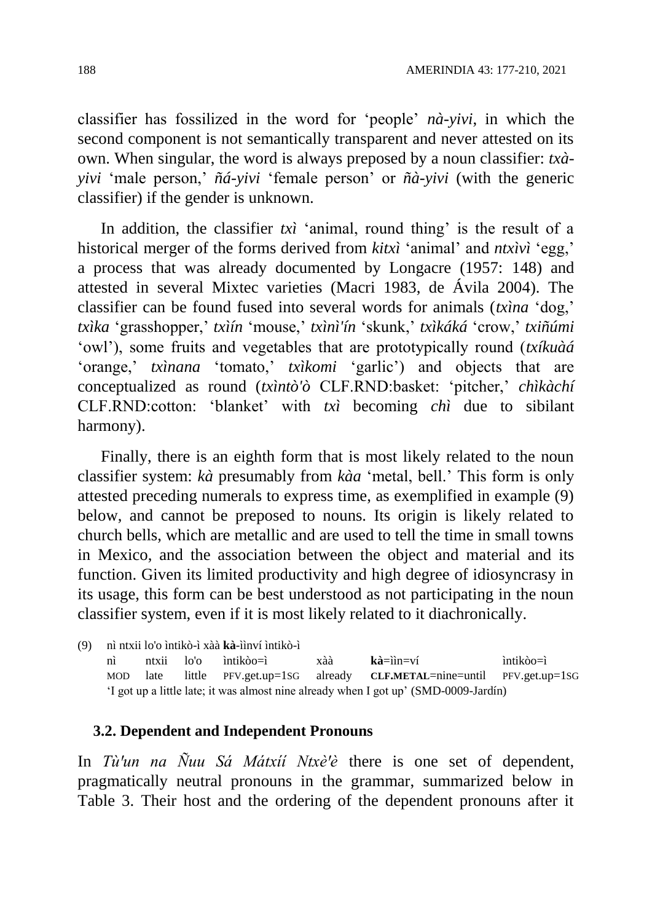classifier has fossilized in the word for 'people' *nà-yivi*, in which the second component is not semantically transparent and never attested on its own. When singular, the word is always preposed by a noun classifier: *txà-yivi* 'male person,' *ñá-yivi* 'female person' or *ñà-yivi* (with the generic classifier) if the gender is unknown.

In addition, the classifier *txì* 'animal, round thing' is the result of a historical merger of the forms derived from *kitxì* 'animal' and *ntxìvì* 'egg,' a process that was already documented by Longacre (1957: 148) and attested in several Mixtec varieties (Macri 1983, de Ávila 2004). The classifier can be found fused into several words for animals (*txìna* 'dog,' *txìka* 'grasshopper,' *txìín* 'mouse,' *txìnì'ín* 'skunk,' *txìkáká* 'crow,' *txiñúmi* 'owl'), some fruits and vegetables that are prototypically round (*txíkuàá* 'orange,' *txìnana* 'tomato,' *txìkomi* 'garlic') and objects that are conceptualized as round (*txìntò'ò* CLF.RND:basket: 'pitcher,' *chìkàchí* CLF.RND:cotton: 'blanket' with *txì* becoming *chì* due to sibilant harmony).

Finally, there is an eighth form that is most likely related to the noun classifier system: *kà* presumably from *kàa* 'metal, bell.' This form is only attested preceding numerals to express time, as exemplified in example (9) below, and cannot be preposed to nouns. Its origin is likely related to church bells, which are metallic and are used to tell the time in small towns in Mexico, and the association between the object and material and its function. Given its limited productivity and high degree of idiosyncrasy in its usage, this form can be best understood as not participating in the noun classifier system, even if it is most likely related to it diachronically.

(9) nì ntxii lo'o ìntikò-ì xàà **kà**-ììnví ìntikò-ì

| nì | ntxii | lo'o | ìntikòo=ì | xàà | **kà**=ììn=ví | ìntikòo=ì |
|---|---|---|---|---|---|---|
| MOD | late | little | PFV.get.up=1SG | already | **CLF.METAL**=nine=until | PFV.get.up=1SG |

'I got up a little late; it was almost nine already when I got up' (SMD-0009-Jardín)

### 3.2. Dependent and Independent Pronouns

In *Tù'un na Ñuu Sá Mátxíí Ntxè'è* there is one set of dependent, pragmatically neutral pronouns in the grammar, summarized below in Table 3. Their host and the ordering of the dependent pronouns after it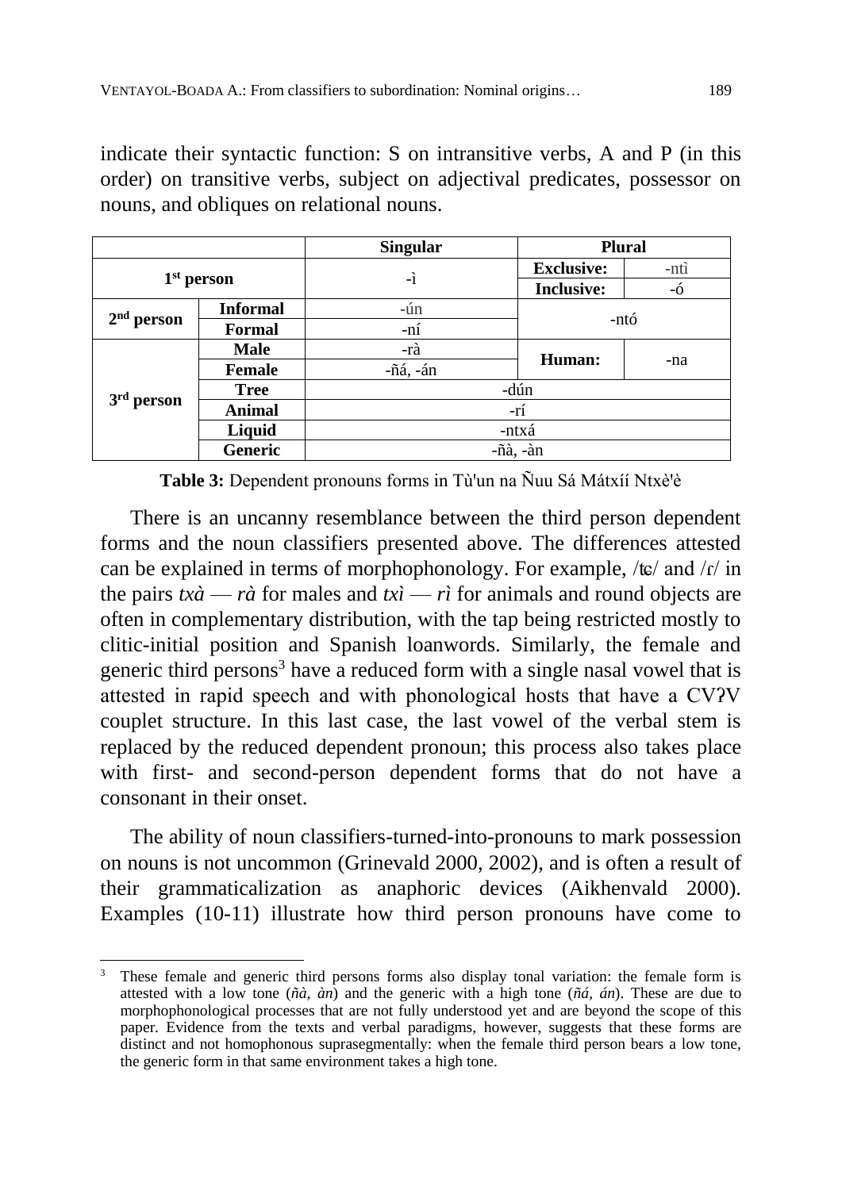indicate their syntactic function: S on intransitive verbs, A and P (in this order) on transitive verbs, subject on adjectival predicates, possessor on nouns, and obliques on relational nouns.

| | | Singular | Plural | |
|---|---|---|---|---|
| 1st person | | -ì | **Exclusive:** | -ntì |
| | | | **Inclusive:** | -ó |
| 2nd person | **Informal** | -ún | -ntó | |
| | **Formal** | -ní | | |
| 3rd person | **Male** | -rà | **Human:** | -na |
| | **Female** | -ñá, -án | | |
| | **Tree** | -dún | | |
| | **Animal** | -rí | | |
| | **Liquid** | -ntxá | | |
| | **Generic** | -ñà, -àn | | |

**Table 3:** Dependent pronouns forms in Tù'un na Ñuu Sá Mátxíí Ntxè'è

There is an uncanny resemblance between the third person dependent forms and the noun classifiers presented above. The differences attested can be explained in terms of morphophonology. For example, /tɕ/ and /ɾ/ in the pairs *txà* — *rà* for males and *txì* — *rì* for animals and round objects are often in complementary distribution, with the tap being restricted mostly to clitic-initial position and Spanish loanwords. Similarly, the female and generic third persons[3] have a reduced form with a single nasal vowel that is attested in rapid speech and with phonological hosts that have a CVʔV couplet structure. In this last case, the last vowel of the verbal stem is replaced by the reduced dependent pronoun; this process also takes place with first- and second-person dependent forms that do not have a consonant in their onset.

The ability of noun classifiers-turned-into-pronouns to mark possession on nouns is not uncommon (Grinevald 2000, 2002), and is often a result of their grammaticalization as anaphoric devices (Aikhenvald 2000). Examples (10-11) illustrate how third person pronouns have come to

---

[3] These female and generic third persons forms also display tonal variation: the female form is attested with a low tone (*ñà, àn*) and the generic with a high tone (*ñá, án*). These are due to morphophonological processes that are not fully understood yet and are beyond the scope of this paper. Evidence from the texts and verbal paradigms, however, suggests that these forms are distinct and not homophonous suprasegmentally: when the female third person bears a low tone, the generic form in that same environment takes a high tone.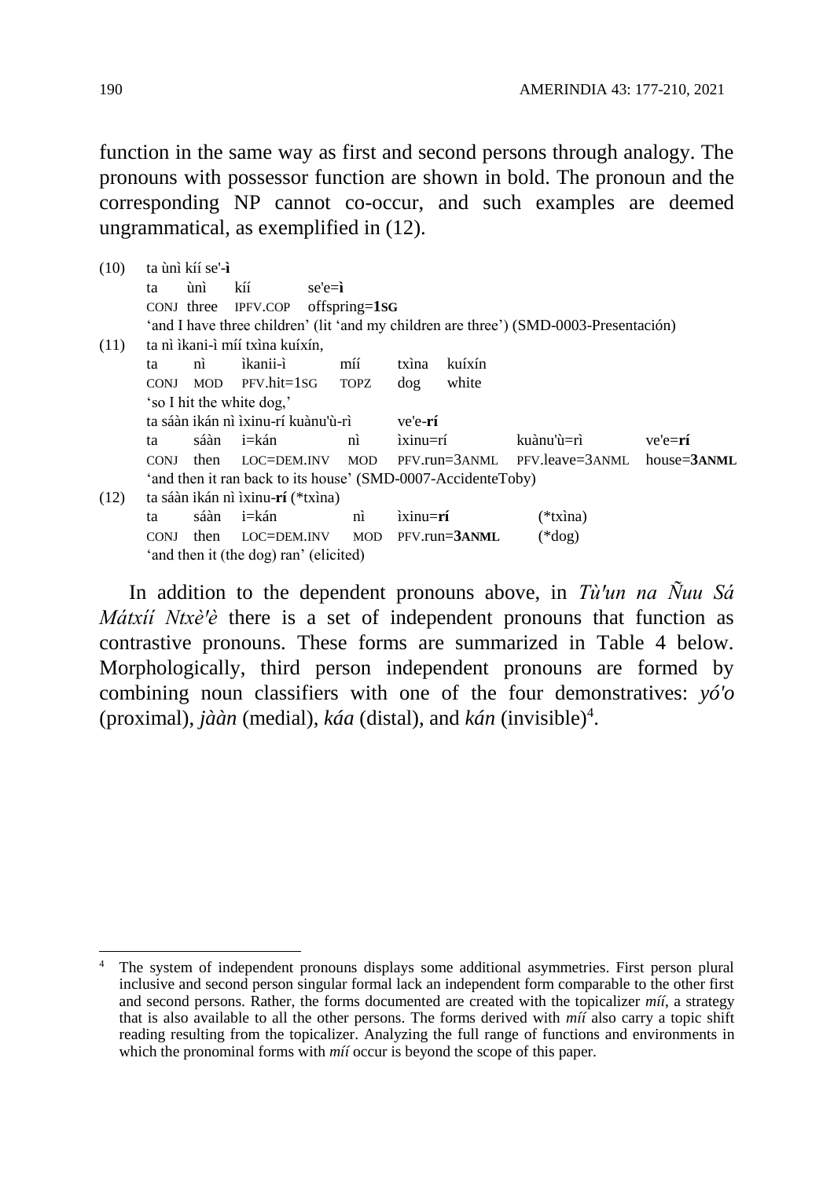function in the same way as first and second persons through analogy. The pronouns with possessor function are shown in bold. The pronoun and the corresponding NP cannot co-occur, and such examples are deemed ungrammatical, as exemplified in (12).

(10) ta ùnì kíí se'-**ì**

| ta | ùnì | kíí | se'e=**ì** |
|---|---|---|---|
| CONJ | three | IPFV.COP | offspring=**1SG** |

'and I have three children' (lit 'and my children are three') (SMD-0003-Presentación)

(11) ta nì ìkani-ì míí txìna kuíxín,

| ta | nì | ìkanii-ì | míí | txìna | kuíxín |
|---|---|---|---|---|---|
| CONJ | MOD | PFV.hit=1SG | TOPZ | dog | white |

'so I hit the white dog,'

ta sáàn ikán nì ìxinu-rí kuànu'ù-rì ve'e-**rí**

| ta | sáàn | i=kán | nì | ìxinu=rí | kuànu'ù=rì | ve'e=**rí** |
|---|---|---|---|---|---|---|
| CONJ | then | LOC=DEM.INV | MOD | PFV.run=3ANML | PFV.leave=3ANML | house=**3ANML** |

'and then it ran back to its house' (SMD-0007-AccidenteToby)

(12) ta sáàn ikán nì ìxinu-**rí** (*txìna)

| ta | sáàn | i=kán | nì | ìxinu=**rí** | (*txìna) |
|---|---|---|---|---|---|
| CONJ | then | LOC=DEM.INV | MOD | PFV.run=**3ANML** | (*dog) |

'and then it (the dog) ran' (elicited)

In addition to the dependent pronouns above, in *Tù'un na Ñuu Sá Mátxíí Ntxè'è* there is a set of independent pronouns that function as contrastive pronouns. These forms are summarized in Table 4 below. Morphologically, third person independent pronouns are formed by combining noun classifiers with one of the four demonstratives: *yó'o* (proximal), *jààn* (medial), *káa* (distal), and *kán* (invisible)[4].

[4] The system of independent pronouns displays some additional asymmetries. First person plural inclusive and second person singular formal lack an independent form comparable to the other first and second persons. Rather, the forms documented are created with the topicalizer *míí*, a strategy that is also available to all the other persons. The forms derived with *míí* also carry a topic shift reading resulting from the topicalizer. Analyzing the full range of functions and environments in which the pronominal forms with *míí* occur is beyond the scope of this paper.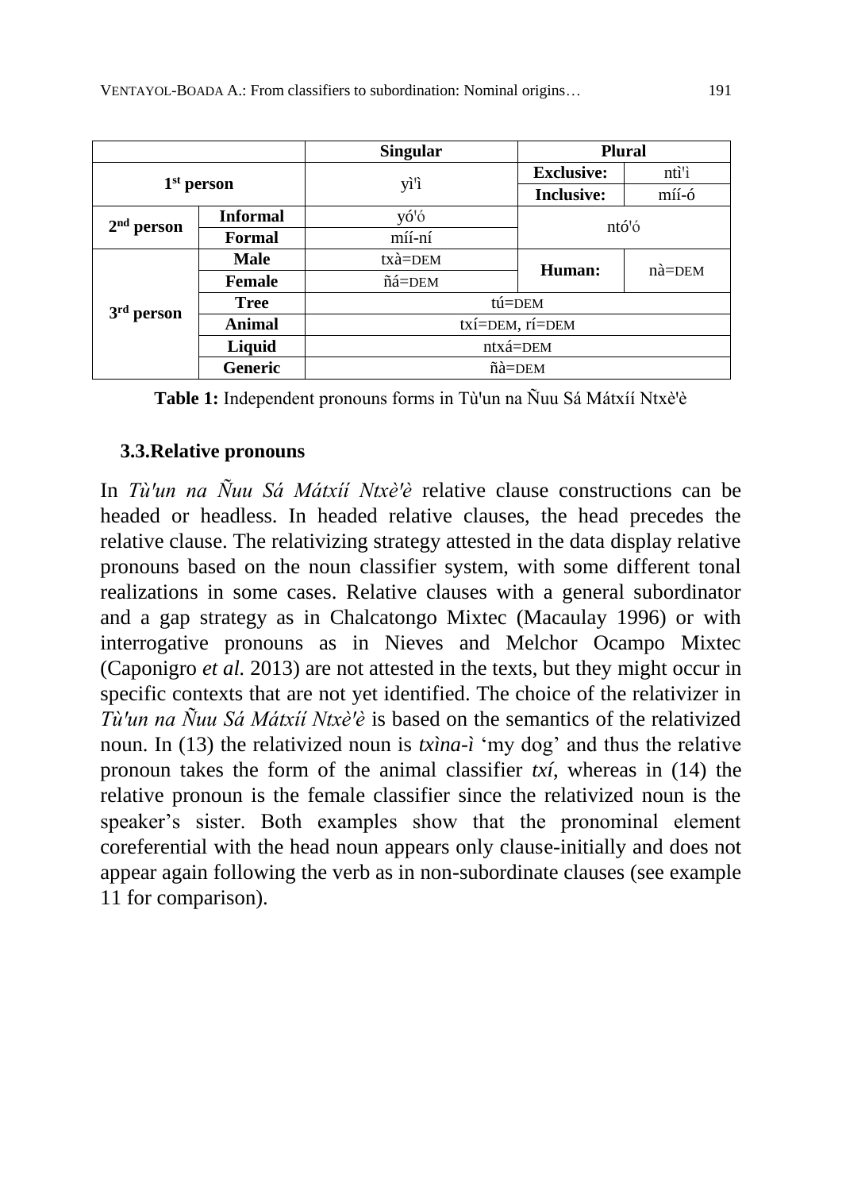| | | Singular | Plural | |
|---|---|---|---|---|
| 1st person | | yì'ì | **Exclusive:** | ntì'ì |
| | | | **Inclusive:** | míí-ó |
| 2nd person | **Informal** | yó'ó | ntó'ó | |
| | **Formal** | míí-ní | | |
| 3rd person | **Male** | txà=DEM | **Human:** | nà=DEM |
| | **Female** | ñá=DEM | | |
| | **Tree** | tú=DEM | | |
| | **Animal** | txí=DEM, rí=DEM | | |
| | **Liquid** | ntxá=DEM | | |
| | **Generic** | ñà=DEM | | |

**Table 1:** Independent pronouns forms in Tù'un na Ñuu Sá Mátxíí Ntxè'è

### 3.3. Relative pronouns

In *Tù'un na Ñuu Sá Mátxíí Ntxè'è* relative clause constructions can be headed or headless. In headed relative clauses, the head precedes the relative clause. The relativizing strategy attested in the data display relative pronouns based on the noun classifier system, with some different tonal realizations in some cases. Relative clauses with a general subordinator and a gap strategy as in Chalcatongo Mixtec (Macaulay 1996) or with interrogative pronouns as in Nieves and Melchor Ocampo Mixtec (Caponigro *et al.* 2013) are not attested in the texts, but they might occur in specific contexts that are not yet identified. The choice of the relativizer in *Tù'un na Ñuu Sá Mátxíí Ntxè'è* is based on the semantics of the relativized noun. In (13) the relativized noun is *txìna-ì* 'my dog' and thus the relative pronoun takes the form of the animal classifier *txí*, whereas in (14) the relative pronoun is the female classifier since the relativized noun is the speaker's sister. Both examples show that the pronominal element coreferential with the head noun appears only clause-initially and does not appear again following the verb as in non-subordinate clauses (see example 11 for comparison).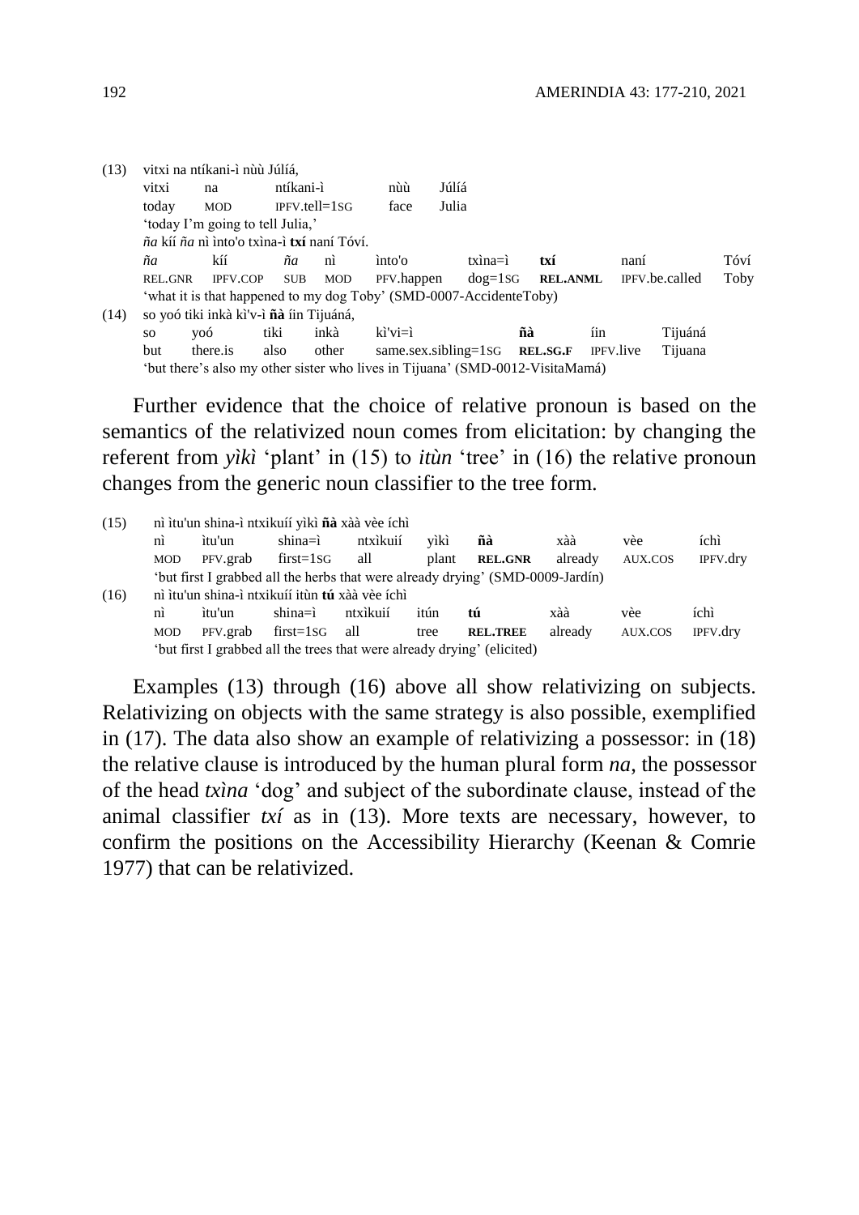(13) vitxi na ntíkani-ì nùù Júlíá,

| | | | | |
|---|---|---|---|---|
| vitxi | na | ntíkani-ì | nùù | Júlíá |
| today | MOD | IPFV.tell=1SG | face | Julia |

'today I'm going to tell Julia,'

*ña* kíí *ña* nì ìnto'o txìna-ì **txí** naní Tóví.

| | | | | | | | | |
|---|---|---|---|---|---|---|---|---|
| *ña* | kíí | *ña* | nì | ìnto'o | txìna=ì | **txí** | naní | Tóví |
| REL.GNR | IPFV.COP | SUB | MOD | PFV.happen | dog=1SG | **REL.ANML** | IPFV.be.called | Toby |

'what it is that happened to my dog Toby' (SMD-0007-AccidenteToby)

(14) so yoó tiki inkà kì'v-ì **ñà** íin Tijuáná,

| | | | | | | | |
|---|---|---|---|---|---|---|---|
| so | yoó | tiki | inkà | kì'vi=ì | **ñà** | íin | Tijuáná |
| but | there.is | also | other | same.sex.sibling=1SG | **REL.SG.F** | IPFV.live | Tijuana |

'but there's also my other sister who lives in Tijuana' (SMD-0012-VisitaMamá)

Further evidence that the choice of relative pronoun is based on the semantics of the relativized noun comes from elicitation: by changing the referent from *yìkì* 'plant' in (15) to *itùn* 'tree' in (16) the relative pronoun changes from the generic noun classifier to the tree form.

(15) nì ìtu'un shina-ì ntxikuíí yìkì **ñà** xàà vèe íchì

| | | | | | | | | |
|---|---|---|---|---|---|---|---|---|
| nì | ìtu'un | shina=ì | ntxìkuií | yìkì | **ñà** | xàà | vèe | íchì |
| MOD | PFV.grab | first=1SG | all | plant | **REL.GNR** | already | AUX.COS | IPFV.dry |

'but first I grabbed all the herbs that were already drying' (SMD-0009-Jardín)

(16) nì ìtu'un shina-ì ntxikuíí itùn **tú** xàà vèe íchì

| | | | | | | | | |
|---|---|---|---|---|---|---|---|---|
| nì | ìtu'un | shina=ì | ntxìkuií | itún | **tú** | xàà | vèe | íchì |
| MOD | PFV.grab | first=1SG | all | tree | **REL.TREE** | already | AUX.COS | IPFV.dry |

'but first I grabbed all the trees that were already drying' (elicited)

Examples (13) through (16) above all show relativizing on subjects. Relativizing on objects with the same strategy is also possible, exemplified in (17). The data also show an example of relativizing a possessor: in (18) the relative clause is introduced by the human plural form *na*, the possessor of the head *txìna* 'dog' and subject of the subordinate clause, instead of the animal classifier *txí* as in (13). More texts are necessary, however, to confirm the positions on the Accessibility Hierarchy (Keenan & Comrie 1977) that can be relativized.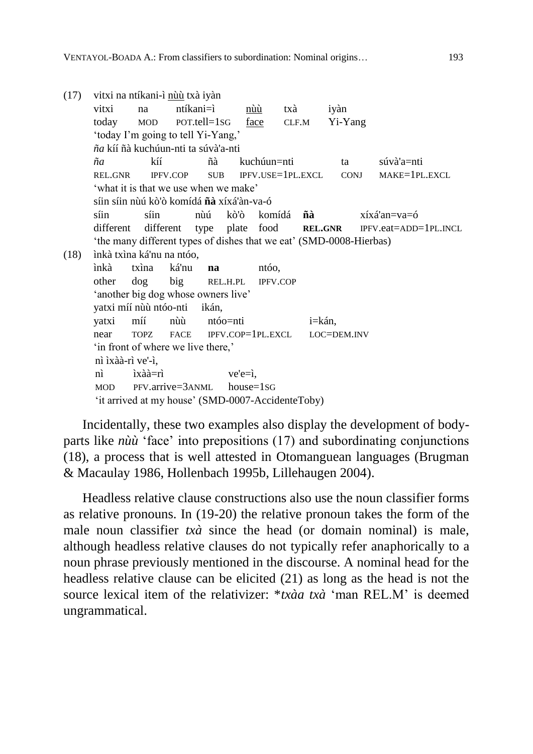(17) vitxi na ntíkani-ì <u>nùù</u> txà iyàn

| vitxi | na | ntíkani=ì | <u>nùù</u> | txà | iyàn |
|---|---|---|---|---|---|
| today | MOD | POT.tell=1SG | <u>face</u> | CLF.M | Yi-Yang |

'today I'm going to tell Yi-Yang,'

*ña* kíí ñà kuchúun-nti ta súvà'a-nti

| *ña* | kíí | ñà | kuchúun=nti | ta | súvà'a=nti |
|---|---|---|---|---|---|
| REL.GNR | IPFV.COP | SUB | IPFV.USE=1PL.EXCL | CONJ | MAKE=1PL.EXCL |

'what it is that we use when we make'

síin síin nùú kò'ò komídá **ñà** xíxá'àn-va-ó

| síin | síin | nùú | kò'ò | komídá | **ñà** | xíxá'an=va=ó |
|---|---|---|---|---|---|---|
| different | different | type | plate | food | **REL.GNR** | IPFV.eat=ADD=1PL.INCL |

'the many different types of dishes that we eat' (SMD-0008-Hierbas)

(18) ìnkà txìna ká'nu na ntóo,

| ìnkà | txìna | ká'nu | **na** | ntóo, |
|---|---|---|---|---|
| other | dog | big | REL.H.PL | IPFV.COP |

'another big dog whose owners live'

yatxi míí nùù ntóo-nti ikán,

| yatxi | míí | nùù | ntóo=nti | i=kán, |
|---|---|---|---|---|
| near | TOPZ | FACE | IPFV.COP=1PL.EXCL | LOC=DEM.INV |

'in front of where we live there,'

nì ìxàà-rì ve'-ì,

| nì | ìxàà=rì | ve'e=ì, |
|---|---|---|
| MOD | PFV.arrive=3ANML | house=1SG |

'it arrived at my house' (SMD-0007-AccidenteToby)

Incidentally, these two examples also display the development of body-parts like *nùù* 'face' into prepositions (17) and subordinating conjunctions (18), a process that is well attested in Otomanguean languages (Brugman & Macaulay 1986, Hollenbach 1995b, Lillehaugen 2004).

Headless relative clause constructions also use the noun classifier forms as relative pronouns. In (19-20) the relative pronoun takes the form of the male noun classifier *txà* since the head (or domain nominal) is male, although headless relative clauses do not typically refer anaphorically to a noun phrase previously mentioned in the discourse. A nominal head for the headless relative clause can be elicited (21) as long as the head is not the source lexical item of the relativizer: \**txàa txà* 'man REL.M' is deemed ungrammatical.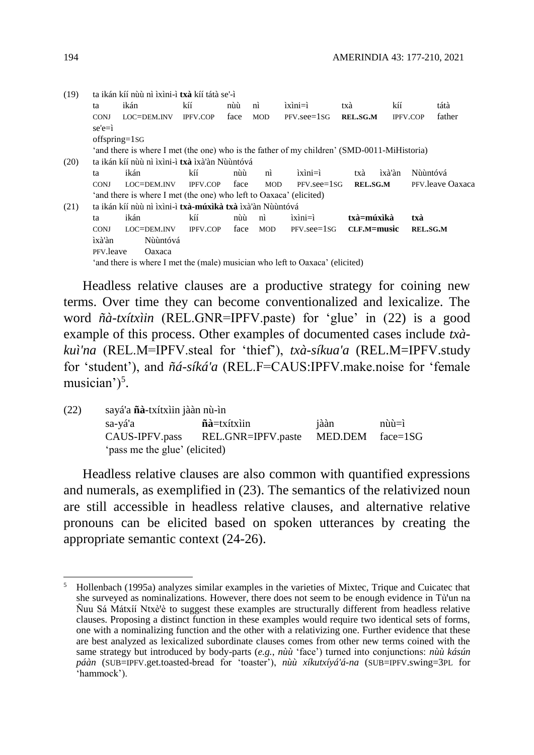(19) ta ikán kíí nùù nì ìxìni-ì **txà** kíí tátà se'-ì

| ta | ikán | kíí | nùù | nì | ìxìni=ì | txà | kíí | tátà |
|---|---|---|---|---|---|---|---|---|
| CONJ | LOC=DEM.INV | IPFV.COP | face | MOD | PFV.see=1SG | **REL.SG.M** | IPFV.COP | father |

se'e=ì
offspring=1SG

'and there is where I met (the one) who is the father of my children' (SMD-0011-MiHistoria)

(20) ta ikán kíí nùù nì ìxìni-ì **txà** ìxà'àn Nùùntóvá

| ta | ikán | kíí | nùù | nì | ìxìni=ì | txà | ìxà'àn | Nùùntóvá |
|---|---|---|---|---|---|---|---|---|
| CONJ | LOC=DEM.INV | IPFV.COP | face | MOD | PFV.see=1SG | **REL.SG.M** | PFV.leave | Oaxaca |

'and there is where I met (the one) who left to Oaxaca' (elicited)

(21) ta ikán kíí nùù nì ìxìni-ì **txà-múxìkà txà** ìxà'àn Nùùntóvá

| ta | ikán | kíí | nùù | nì | ìxìni=ì | txà=múxìkà | txà |
|---|---|---|---|---|---|---|---|
| CONJ | LOC=DEM.INV | IPFV.COP | face | MOD | PFV.see=1SG | **CLF.M=music** | **REL.SG.M** |

ìxà'àn Nùùntóvá
PFV.leave Oaxaca

'and there is where I met the (male) musician who left to Oaxaca' (elicited)

Headless relative clauses are a productive strategy for coining new terms. Over time they can become conventionalized and lexicalize. The word *ñà-txítxìin* (REL.GNR=IPFV.paste) for 'glue' in (22) is a good example of this process. Other examples of documented cases include *txà-kuì'na* (REL.M=IPFV.steal for 'thief'), *txà-síkua'a* (REL.M=IPFV.study for 'student'), and *ñá-síká'a* (REL.F=CAUS:IPFV.make.noise for 'female musician')[5].

(22) sayá'a **ñà**-txítxìin jààn nù-ìn

| sa-yá'a | **ñà**=txítxìin | jààn | nùù=ì |
|---|---|---|---|
| CAUS-IPFV.pass | REL.GNR=IPFV.paste | MED.DEM | face=1SG |

'pass me the glue' (elicited)

Headless relative clauses are also common with quantified expressions and numerals, as exemplified in (23). The semantics of the relativized noun are still accessible in headless relative clauses, and alternative relative pronouns can be elicited based on spoken utterances by creating the appropriate semantic context (24-26).

[5] Hollenbach (1995a) analyzes similar examples in the varieties of Mixtec, Trique and Cuicatec that she surveyed as nominalizations. However, there does not seem to be enough evidence in Tù'un na Ñuu Sá Mátxíí Ntxè'è to suggest these examples are structurally different from headless relative clauses. Proposing a distinct function in these examples would require two identical sets of forms, one with a nominalizing function and the other with a relativizing one. Further evidence that these are best analyzed as lexicalized subordinate clauses comes from other new terms coined with the same strategy but introduced by body-parts (*e.g.*, *nùù* 'face') turned into conjunctions: *nùù kásún páàn* (SUB=IPFV.get.toasted-bread for 'toaster'), *nùù xíkutxíyá'á-na* (SUB=IPFV.swing=3PL for 'hammock').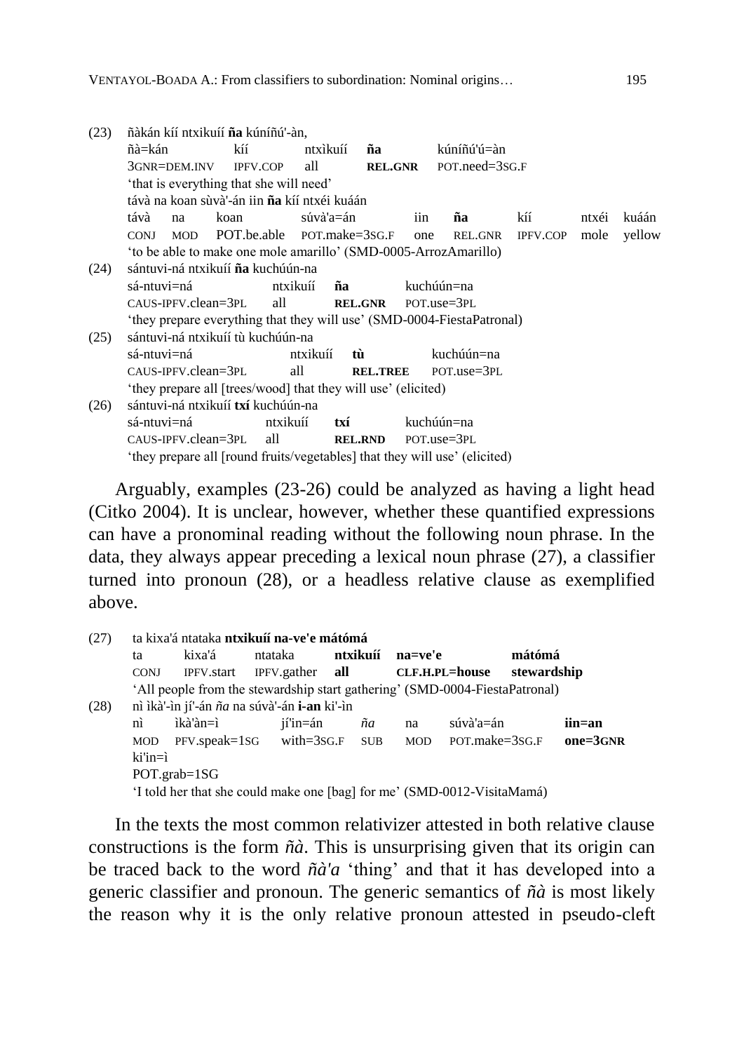(23) ñàkán kíí ntxikuíí **ña** kúníñú'-àn,

| ñà=kán | kíí | ntxìkuíí | **ña** | kúníñú'ú=àn |
|---|---|---|---|---|
| 3GNR=DEM.INV | IPFV.COP | all | **REL.GNR** | POT.need=3SG.F |

'that is everything that she will need'

távà na koan sùvà'-án iin **ña** kíí ntxéi kuáán

| távà | na | koan | súvà'a=án | iin | **ña** | kíí | ntxéi | kuáán |
|---|---|---|---|---|---|---|---|---|
| CONJ | MOD | POT.be.able | POT.make=3SG.F | one | REL.GNR | IPFV.COP | mole | yellow |

'to be able to make one mole amarillo' (SMD-0005-ArrozAmarillo)

(24) sántuvi-ná ntxikuíí **ña** kuchúún-na

| sá-ntuvi=ná | ntxikuíí | **ña** | kuchúún=na |
|---|---|---|---|
| CAUS-IPFV.clean=3PL | all | **REL.GNR** | POT.use=3PL |

'they prepare everything that they will use' (SMD-0004-FiestaPatronal)

(25) sántuvi-ná ntxikuíí tù kuchúún-na

| sá-ntuvi=ná | ntxikuíí | **tù** | kuchúún=na |
|---|---|---|---|
| CAUS-IPFV.clean=3PL | all | **REL.TREE** | POT.use=3PL |

'they prepare all [trees/wood] that they will use' (elicited)

(26) sántuvi-ná ntxikuíí **txí** kuchúún-na

| sá-ntuvi=ná | ntxikuíí | **txí** | kuchúún=na |
|---|---|---|---|
| CAUS-IPFV.clean=3PL | all | **REL.RND** | POT.use=3PL |

'they prepare all [round fruits/vegetables] that they will use' (elicited)

Arguably, examples (23-26) could be analyzed as having a light head (Citko 2004). It is unclear, however, whether these quantified expressions can have a pronominal reading without the following noun phrase. In the data, they always appear preceding a lexical noun phrase (27), a classifier turned into pronoun (28), or a headless relative clause as exemplified above.

(27) ta kixa'á ntataka **ntxikuíí na-ve'e mátómá**

| ta | kixa'á | ntataka | **ntxikuíí** | **na=ve'e** | **mátómá** |
|---|---|---|---|---|---|
| CONJ | IPFV.start | IPFV.gather | **all** | **CLF.H.PL=house** | **stewardship** |

'All people from the stewardship start gathering' (SMD-0004-FiestaPatronal)

(28) nì ìkà'-ìn jí'-án *ña* na súvà'-án **i-an** ki'-ìn

| nì | ìkà'àn=ì | jí'in=án | *ña* | na | súvà'a=án | **iin=an** |
|---|---|---|---|---|---|---|
| MOD | PFV.speak=1SG | with=3SG.F | SUB | MOD | POT.make=3SG.F | **one=3GNR** |

ki'in=ì
POT.grab=1SG

'I told her that she could make one [bag] for me' (SMD-0012-VisitaMamá)

In the texts the most common relativizer attested in both relative clause constructions is the form *ñà*. This is unsurprising given that its origin can be traced back to the word *ñà'a* 'thing' and that it has developed into a generic classifier and pronoun. The generic semantics of *ñà* is most likely the reason why it is the only relative pronoun attested in pseudo-cleft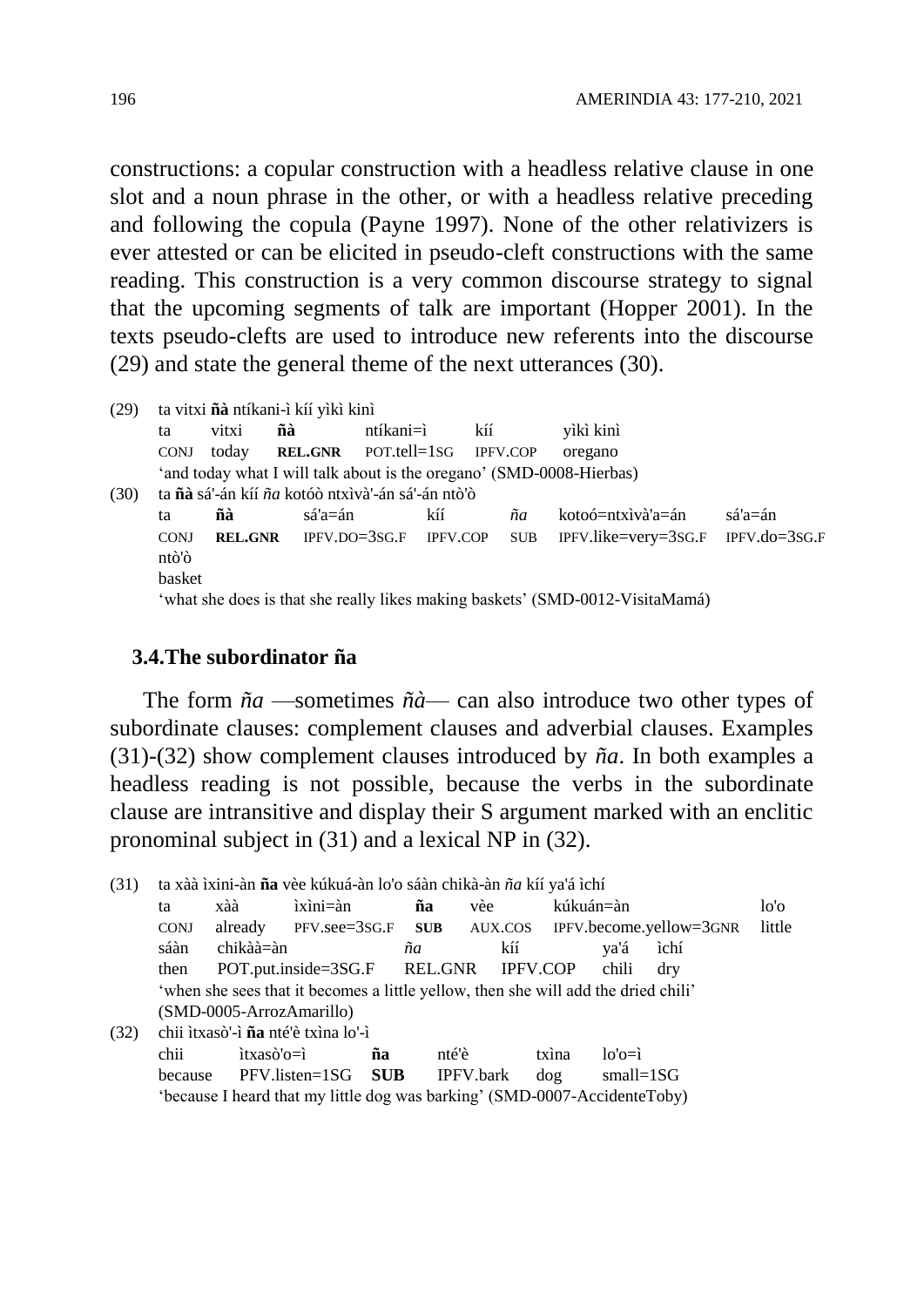constructions: a copular construction with a headless relative clause in one slot and a noun phrase in the other, or with a headless relative preceding and following the copula (Payne 1997). None of the other relativizers is ever attested or can be elicited in pseudo-cleft constructions with the same reading. This construction is a very common discourse strategy to signal that the upcoming segments of talk are important (Hopper 2001). In the texts pseudo-clefts are used to introduce new referents into the discourse (29) and state the general theme of the next utterances (30).

(29) ta vitxi **ñà** ntíkani-ì kíí yìkì kinì

| ta | vitxi | **ñà** | ntíkani=ì | kíí | yìkì kinì |
|---|---|---|---|---|---|
| CONJ | today | **REL.GNR** | POT.tell=1SG | IPFV.COP | oregano |

'and today what I will talk about is the oregano' (SMD-0008-Hierbas)

(30) ta **ñà** sá'-án kíí *ña* kotóò ntxìvà'-án sá'-án ntò'ò

| ta | **ñà** | sá'a=án | kíí | *ña* | kotoó=ntxìvà'a=án | sá'a=án |
|---|---|---|---|---|---|---|
| CONJ | **REL.GNR** | IPFV.DO=3SG.F | IPFV.COP | SUB | IPFV.like=very=3SG.F | IPFV.do=3SG.F |
| ntò'ò | | | | | | |
| basket | | | | | | |

'what she does is that she really likes making baskets' (SMD-0012-VisitaMamá)

### 3.4. The subordinator ña

The form *ña* —sometimes *ñà*— can also introduce two other types of subordinate clauses: complement clauses and adverbial clauses. Examples (31)-(32) show complement clauses introduced by *ña*. In both examples a headless reading is not possible, because the verbs in the subordinate clause are intransitive and display their S argument marked with an enclitic pronominal subject in (31) and a lexical NP in (32).

(31) ta xàà ìxini-àn **ña** vèe kúkuá-àn lo'o sáàn chikà-àn *ña* kíí ya'á ìchí

| ta | xàà | ìxìni=àn | **ña** | vèe | kúkuán=àn | lo'o |
|---|---|---|---|---|---|---|
| CONJ | already | PFV.see=3SG.F | **SUB** | AUX.COS | IPFV.become.yellow=3GNR | little |
| sáàn | chikàà=àn | *ña* | kíí | ya'á | ìchí | |
| then | POT.put.inside=3SG.F | REL.GNR | IPFV.COP | chili | dry | |

'when she sees that it becomes a little yellow, then she will add the dried chili' (SMD-0005-ArrozAmarillo)

(32) chii ìtxasò'-ì **ña** nté'è txìna lo'-ì

| chii | ìtxasò'o=ì | **ña** | nté'è | txìna | lo'o=ì |
|---|---|---|---|---|---|
| because | PFV.listen=1SG | **SUB** | IPFV.bark | dog | small=1SG |

'because I heard that my little dog was barking' (SMD-0007-AccidenteToby)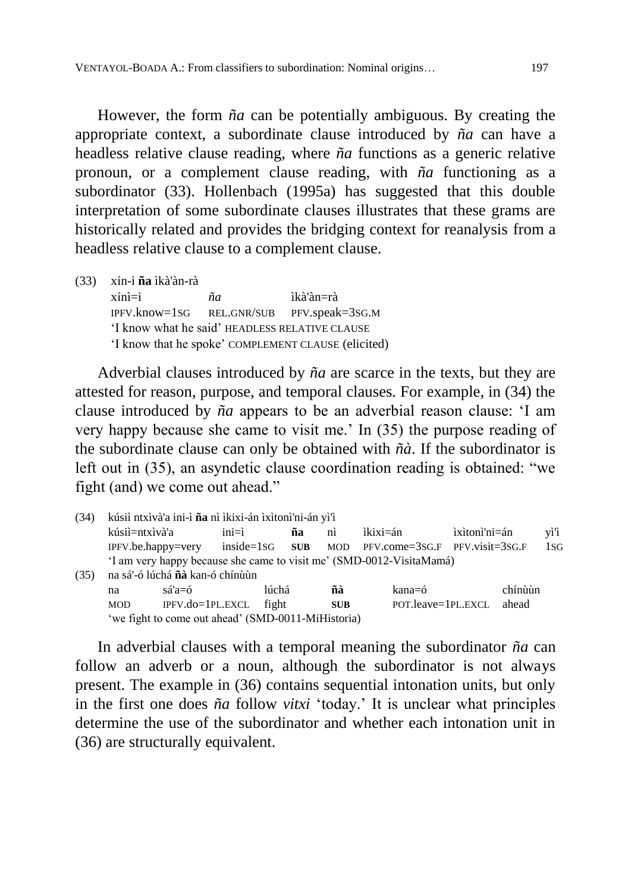However, the form *ña* can be potentially ambiguous. By creating the appropriate context, a subordinate clause introduced by *ña* can have a headless relative clause reading, where *ña* functions as a generic relative pronoun, or a complement clause reading, with *ña* functioning as a subordinator (33). Hollenbach (1995a) has suggested that this double interpretation of some subordinate clauses illustrates that these grams are historically related and provides the bridging context for reanalysis from a headless relative clause to a complement clause.

(33) xín-ì **ña** ìkà'àn-rà

| xínì=ì | *ña* | ìkà'àn=rà |
|---|---|---|
| IPFV.know=1SG | REL.GNR/SUB | PFV.speak=3SG.M |

'I know what he said' HEADLESS RELATIVE CLAUSE
'I know that he spoke' COMPLEMENT CLAUSE (elicited)

Adverbial clauses introduced by *ña* are scarce in the texts, but they are attested for reason, purpose, and temporal clauses. For example, in (34) the clause introduced by *ña* appears to be an adverbial reason clause: 'I am very happy because she came to visit me.' In (35) the purpose reading of the subordinate clause can only be obtained with *ñà*. If the subordinator is left out in (35), an asyndetic clause coordination reading is obtained: "we fight (and) we come out ahead."

(34) kúsiì ntxìvà'a ini-ì **ña** nì ìkixi-án ìxìtonì'ni-án yì'ì

| kúsiì=ntxìvà'a | ini=ì | **ña** | nì | ìkixi=án | ìxìtonì'ni=án | yì'ì |
|---|---|---|---|---|---|---|
| IPFV.be.happy=very | inside=1SG | **SUB** | MOD | PFV.come=3SG.F | PFV.visit=3SG.F | 1SG |

'I am very happy because she came to visit me' (SMD-0012-VisitaMamá)

(35) na sá'-ó lúchá **ñà** kan-ó chínùùn

| na | sá'a=ó | lúchá | **ñà** | kana=ó | chínùùn |
|---|---|---|---|---|---|
| MOD | IPFV.do=1PL.EXCL | fight | **SUB** | POT.leave=1PL.EXCL | ahead |

'we fight to come out ahead' (SMD-0011-MiHistoria)

In adverbial clauses with a temporal meaning the subordinator *ña* can follow an adverb or a noun, although the subordinator is not always present. The example in (36) contains sequential intonation units, but only in the first one does *ña* follow *vitxi* 'today.' It is unclear what principles determine the use of the subordinator and whether each intonation unit in (36) are structurally equivalent.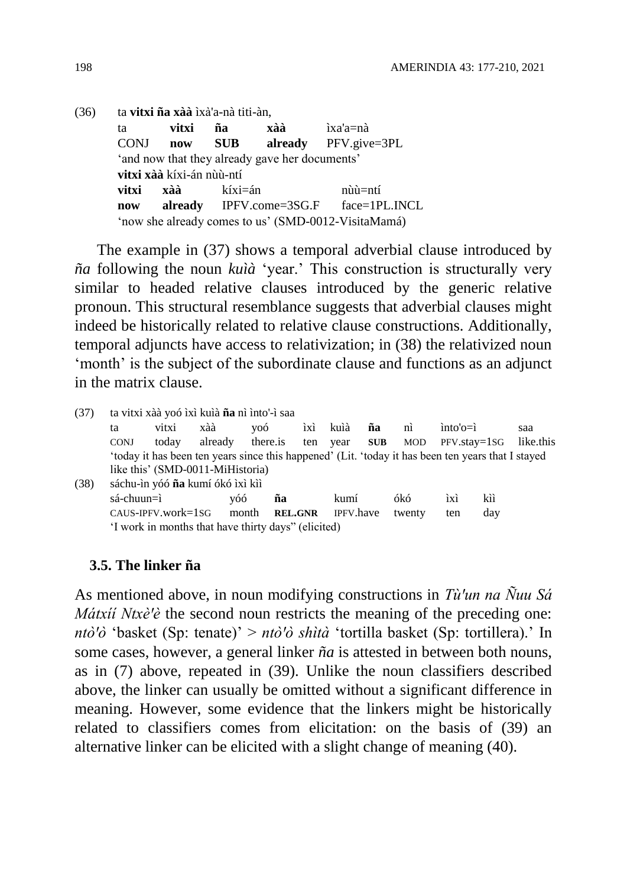(36) ta **vitxi ña xàà** ìxà'a-nà titi-àn,

| ta | **vitxi** | **ña** | **xàà** | ìxa'a=nà |
|---|---|---|---|---|
| CONJ | **now** | **SUB** | **already** | PFV.give=3PL |

'and now that they already gave her documents'

**vitxi xàà** kíxi-án nùù-ntí

| **vitxi** | **xàà** | kíxi=án | nùù=ntí |
|---|---|---|---|
| **now** | **already** | IPFV.come=3SG.F | face=1PL.INCL |

'now she already comes to us' (SMD-0012-VisitaMamá)

The example in (37) shows a temporal adverbial clause introduced by *ña* following the noun *kuìà* 'year.' This construction is structurally very similar to headed relative clauses introduced by the generic relative pronoun. This structural resemblance suggests that adverbial clauses might indeed be historically related to relative clause constructions. Additionally, temporal adjuncts have access to relativization; in (38) the relativized noun 'month' is the subject of the subordinate clause and functions as an adjunct in the matrix clause.

(37) ta vitxi xàà yoó ìxì kuìà **ña** nì ìnto'-ì saa

| ta | vitxi | xàà | yoó | ìxì | kuìà | **ña** | nì | ìnto'o=ì | saa |
|---|---|---|---|---|---|---|---|---|---|
| CONJ | today | already | there.is | ten | year | **SUB** | MOD | PFV.stay=1SG | like.this |

'today it has been ten years since this happened' (Lit. 'today it has been ten years that I stayed like this' (SMD-0011-MiHistoria)

(38) sáchu-ìn yóó **ña** kumí ókó ìxì kìì

| sá-chuun=ì | yóó | **ña** | kumí | ókó | ìxì | kìì |
|---|---|---|---|---|---|---|
| CAUS-IPFV.work=1SG | month | **REL.GNR** | IPFV.have | twenty | ten | day |

'I work in months that have thirty days" (elicited)

### 3.5. The linker ña

As mentioned above, in noun modifying constructions in *Tù'un na Ñuu Sá Mátxíí Ntxè'è* the second noun restricts the meaning of the preceding one: *ntò'ò* 'basket (Sp: tenate)' > *ntò'ò shìtà* 'tortilla basket (Sp: tortillera).' In some cases, however, a general linker *ña* is attested in between both nouns, as in (7) above, repeated in (39). Unlike the noun classifiers described above, the linker can usually be omitted without a significant difference in meaning. However, some evidence that the linkers might be historically related to classifiers comes from elicitation: on the basis of (39) an alternative linker can be elicited with a slight change of meaning (40).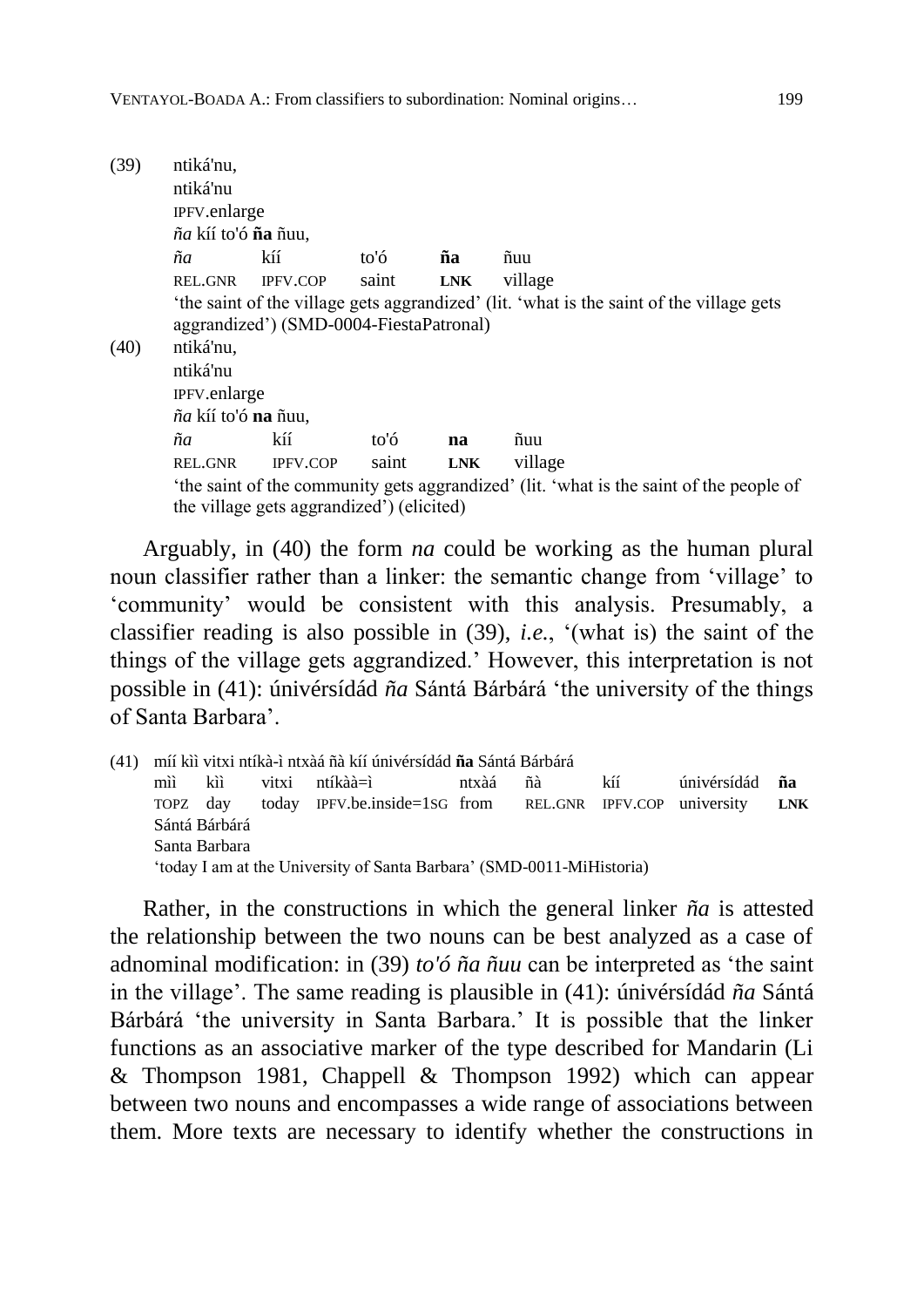(39) ntiká'nu,
ntiká'nu
IPFV.enlarge
*ña* kíí to'ó **ña** ñuu,

| *ña* | kíí | to'ó | **ña** | ñuu |
|---|---|---|---|---|
| REL.GNR | IPFV.COP | saint | **LNK** | village |

'the saint of the village gets aggrandized' (lit. 'what is the saint of the village gets aggrandized') (SMD-0004-FiestaPatronal)

(40) ntiká'nu,
ntiká'nu
IPFV.enlarge
*ña* kíí to'ó **na** ñuu,

| *ña* | kíí | to'ó | **na** | ñuu |
|---|---|---|---|---|
| REL.GNR | IPFV.COP | saint | **LNK** | village |

'the saint of the community gets aggrandized' (lit. 'what is the saint of the people of the village gets aggrandized') (elicited)

Arguably, in (40) the form *na* could be working as the human plural noun classifier rather than a linker: the semantic change from 'village' to 'community' would be consistent with this analysis. Presumably, a classifier reading is also possible in (39), *i.e.*, '(what is) the saint of the things of the village gets aggrandized.' However, this interpretation is not possible in (41): únivérsídád *ña* Sántá Bárbárá 'the university of the things of Santa Barbara'.

(41) míí kìì vitxi ntíkà-ì ntxàá ñà kíí únivérsídád **ña** Sántá Bárbárá

| mìì | kìì | vitxi | ntíkàà=ì | ntxàá | ñà | kíí | únivérsídád | **ña** |
|---|---|---|---|---|---|---|---|---|
| TOPZ | day | today | IPFV.be.inside=1SG | from | REL.GNR | IPFV.COP | university | **LNK** |

Sántá Bárbárá
Santa Barbara
'today I am at the University of Santa Barbara' (SMD-0011-MiHistoria)

Rather, in the constructions in which the general linker *ña* is attested the relationship between the two nouns can be best analyzed as a case of adnominal modification: in (39) *to'ó ña ñuu* can be interpreted as 'the saint in the village'. The same reading is plausible in (41): únivérsídád *ña* Sántá Bárbárá 'the university in Santa Barbara.' It is possible that the linker functions as an associative marker of the type described for Mandarin (Li & Thompson 1981, Chappell & Thompson 1992) which can appear between two nouns and encompasses a wide range of associations between them. More texts are necessary to identify whether the constructions in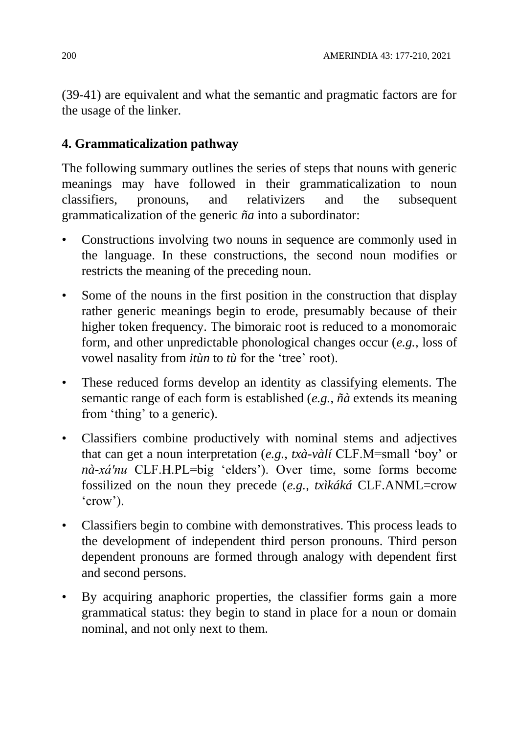(39-41) are equivalent and what the semantic and pragmatic factors are for the usage of the linker.

## 4. Grammaticalization pathway

The following summary outlines the series of steps that nouns with generic meanings may have followed in their grammaticalization to noun classifiers, pronouns, and relativizers and the subsequent grammaticalization of the generic *ña* into a subordinator:

- Constructions involving two nouns in sequence are commonly used in the language. In these constructions, the second noun modifies or restricts the meaning of the preceding noun.
- Some of the nouns in the first position in the construction that display rather generic meanings begin to erode, presumably because of their higher token frequency. The bimoraic root is reduced to a monomoraic form, and other unpredictable phonological changes occur (*e.g.*, loss of vowel nasality from *itùn* to *tù* for the 'tree' root).
- These reduced forms develop an identity as classifying elements. The semantic range of each form is established (*e.g.*, *ñà* extends its meaning from 'thing' to a generic).
- Classifiers combine productively with nominal stems and adjectives that can get a noun interpretation (*e.g.*, *txà-vàlí* CLF.M=small 'boy' or *nà-xáꞌnu* CLF.H.PL=big 'elders'). Over time, some forms become fossilized on the noun they precede (*e.g.*, *txìkáká* CLF.ANML=crow 'crow').
- Classifiers begin to combine with demonstratives. This process leads to the development of independent third person pronouns. Third person dependent pronouns are formed through analogy with dependent first and second persons.
- By acquiring anaphoric properties, the classifier forms gain a more grammatical status: they begin to stand in place for a noun or domain nominal, and not only next to them.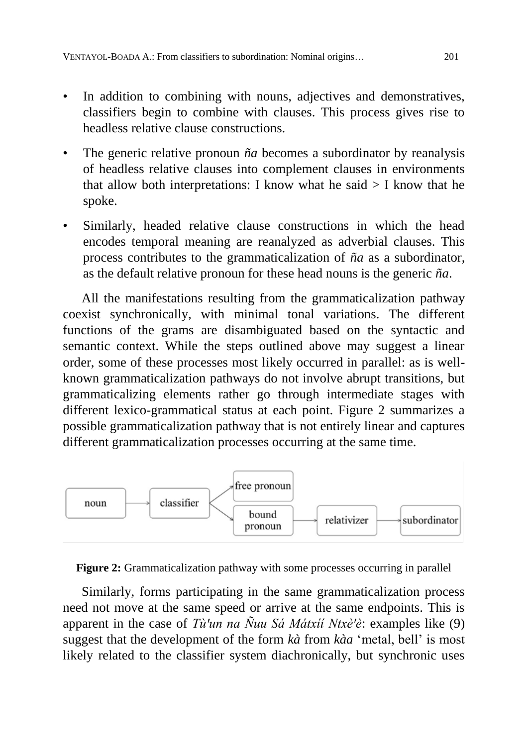- In addition to combining with nouns, adjectives and demonstratives, classifiers begin to combine with clauses. This process gives rise to headless relative clause constructions.
- The generic relative pronoun *ña* becomes a subordinator by reanalysis of headless relative clauses into complement clauses in environments that allow both interpretations: I know what he said > I know that he spoke.
- Similarly, headed relative clause constructions in which the head encodes temporal meaning are reanalyzed as adverbial clauses. This process contributes to the grammaticalization of *ña* as a subordinator, as the default relative pronoun for these head nouns is the generic *ña*.

All the manifestations resulting from the grammaticalization pathway coexist synchronically, with minimal tonal variations. The different functions of the grams are disambiguated based on the syntactic and semantic context. While the steps outlined above may suggest a linear order, some of these processes most likely occurred in parallel: as is well-known grammaticalization pathways do not involve abrupt transitions, but grammaticalizing elements rather go through intermediate stages with different lexico-grammatical status at each point. Figure 2 summarizes a possible grammaticalization pathway that is not entirely linear and captures different grammaticalization processes occurring at the same time.

noun → classifier → free pronoun
classifier → bound pronoun → relativizer → subordinator

**Figure 2:** Grammaticalization pathway with some processes occurring in parallel

Similarly, forms participating in the same grammaticalization process need not move at the same speed or arrive at the same endpoints. This is apparent in the case of *Tù'un na Ñuu Sá Mátxíí Ntxè'è*: examples like (9) suggest that the development of the form *kà* from *kàa* 'metal, bell' is most likely related to the classifier system diachronically, but synchronic uses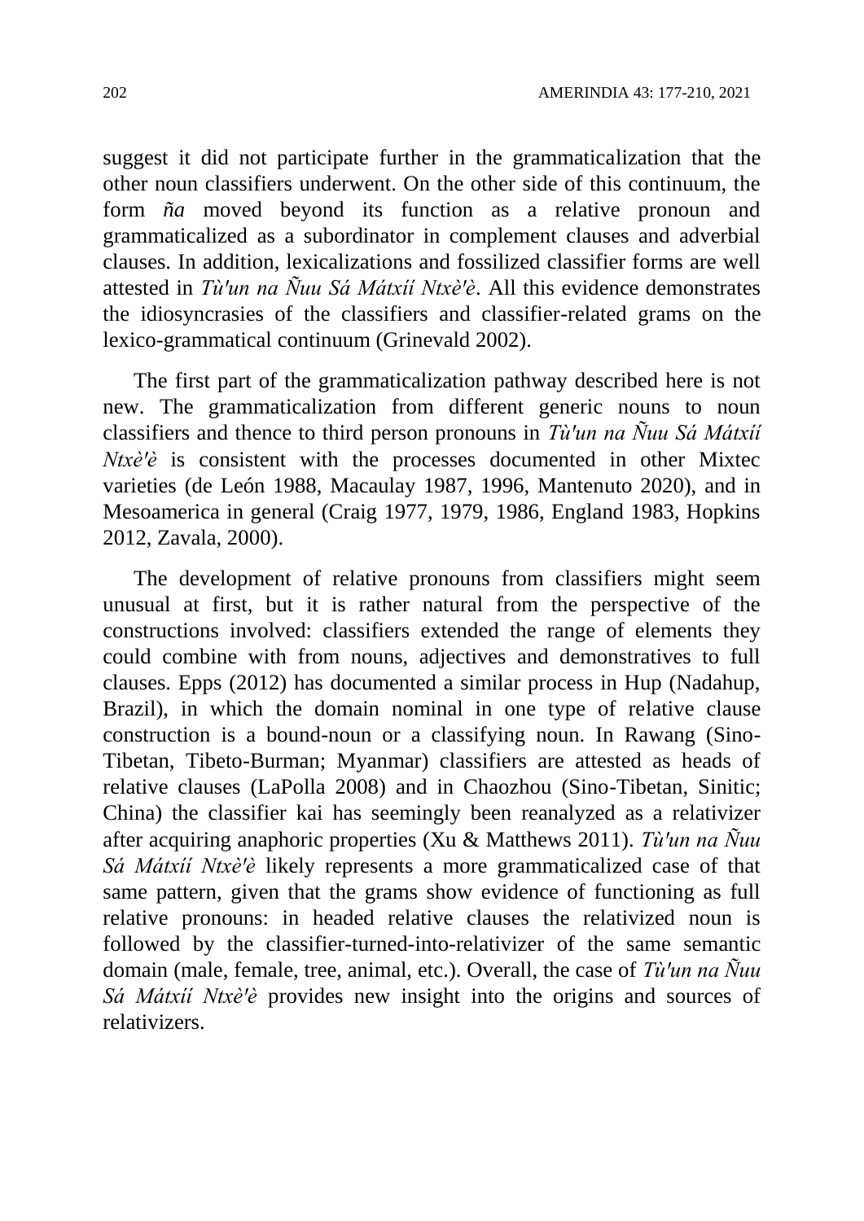suggest it did not participate further in the grammaticalization that the other noun classifiers underwent. On the other side of this continuum, the form *ña* moved beyond its function as a relative pronoun and grammaticalized as a subordinator in complement clauses and adverbial clauses. In addition, lexicalizations and fossilized classifier forms are well attested in *Tù'un na Ñuu Sá Mátxíí Ntxè'è*. All this evidence demonstrates the idiosyncrasies of the classifiers and classifier-related grams on the lexico-grammatical continuum (Grinevald 2002).

The first part of the grammaticalization pathway described here is not new. The grammaticalization from different generic nouns to noun classifiers and thence to third person pronouns in *Tù'un na Ñuu Sá Mátxíí Ntxè'è* is consistent with the processes documented in other Mixtec varieties (de León 1988, Macaulay 1987, 1996, Mantenuto 2020), and in Mesoamerica in general (Craig 1977, 1979, 1986, England 1983, Hopkins 2012, Zavala, 2000).

The development of relative pronouns from classifiers might seem unusual at first, but it is rather natural from the perspective of the constructions involved: classifiers extended the range of elements they could combine with from nouns, adjectives and demonstratives to full clauses. Epps (2012) has documented a similar process in Hup (Nadahup, Brazil), in which the domain nominal in one type of relative clause construction is a bound-noun or a classifying noun. In Rawang (Sino-Tibetan, Tibeto-Burman; Myanmar) classifiers are attested as heads of relative clauses (LaPolla 2008) and in Chaozhou (Sino-Tibetan, Sinitic; China) the classifier kai has seemingly been reanalyzed as a relativizer after acquiring anaphoric properties (Xu & Matthews 2011). *Tù'un na Ñuu Sá Mátxíí Ntxè'è* likely represents a more grammaticalized case of that same pattern, given that the grams show evidence of functioning as full relative pronouns: in headed relative clauses the relativized noun is followed by the classifier-turned-into-relativizer of the same semantic domain (male, female, tree, animal, etc.). Overall, the case of *Tù'un na Ñuu Sá Mátxíí Ntxè'è* provides new insight into the origins and sources of relativizers.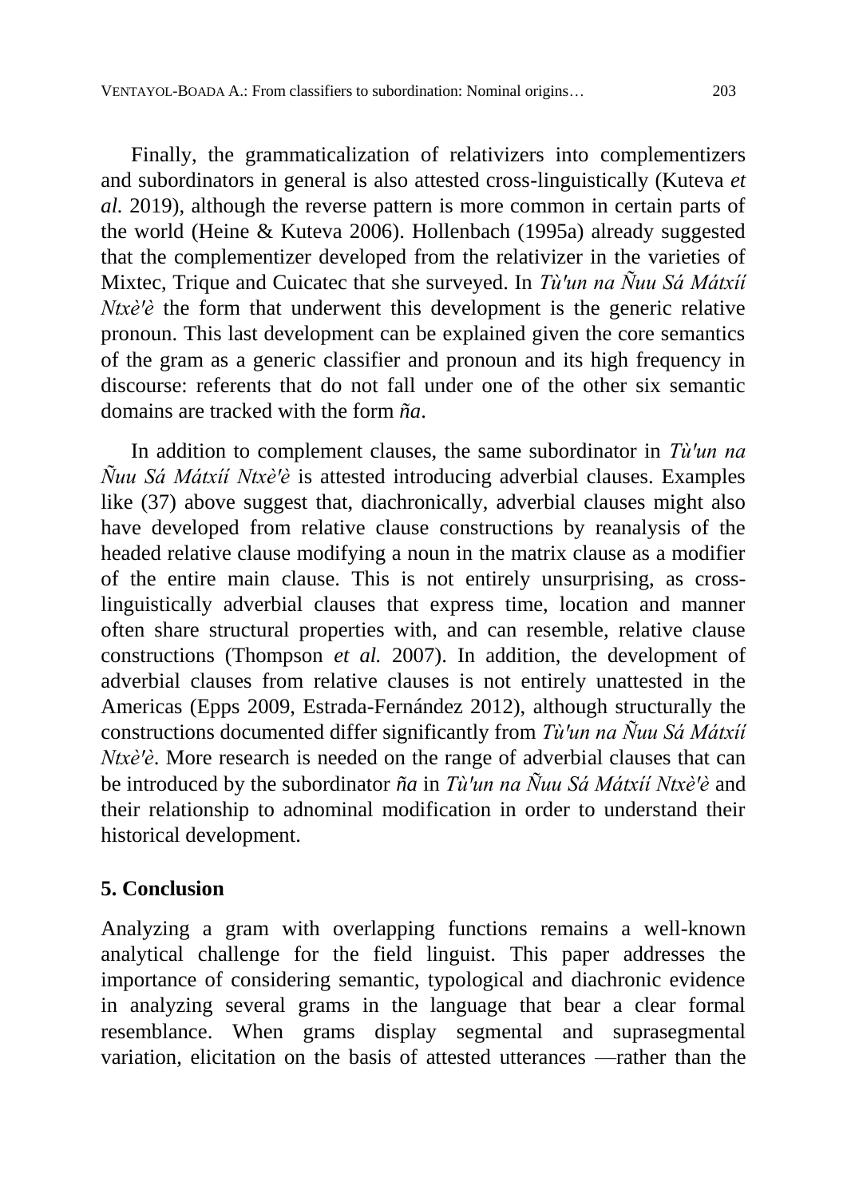Finally, the grammaticalization of relativizers into complementizers and subordinators in general is also attested cross-linguistically (Kuteva *et al.* 2019), although the reverse pattern is more common in certain parts of the world (Heine & Kuteva 2006). Hollenbach (1995a) already suggested that the complementizer developed from the relativizer in the varieties of Mixtec, Trique and Cuicatec that she surveyed. In *Tù'un na Ñuu Sá Mátxíí Ntxè'è* the form that underwent this development is the generic relative pronoun. This last development can be explained given the core semantics of the gram as a generic classifier and pronoun and its high frequency in discourse: referents that do not fall under one of the other six semantic domains are tracked with the form *ña*.

In addition to complement clauses, the same subordinator in *Tù'un na Ñuu Sá Mátxíí Ntxè'è* is attested introducing adverbial clauses. Examples like (37) above suggest that, diachronically, adverbial clauses might also have developed from relative clause constructions by reanalysis of the headed relative clause modifying a noun in the matrix clause as a modifier of the entire main clause. This is not entirely unsurprising, as cross-linguistically adverbial clauses that express time, location and manner often share structural properties with, and can resemble, relative clause constructions (Thompson *et al.* 2007). In addition, the development of adverbial clauses from relative clauses is not entirely unattested in the Americas (Epps 2009, Estrada-Fernández 2012), although structurally the constructions documented differ significantly from *Tù'un na Ñuu Sá Mátxíí Ntxè'è*. More research is needed on the range of adverbial clauses that can be introduced by the subordinator ***ña*** in *Tù'un na Ñuu Sá Mátxíí Ntxè'è* and their relationship to adnominal modification in order to understand their historical development.

## 5. Conclusion

Analyzing a gram with overlapping functions remains a well-known analytical challenge for the field linguist. This paper addresses the importance of considering semantic, typological and diachronic evidence in analyzing several grams in the language that bear a clear formal resemblance. When grams display segmental and suprasegmental variation, elicitation on the basis of attested utterances —rather than the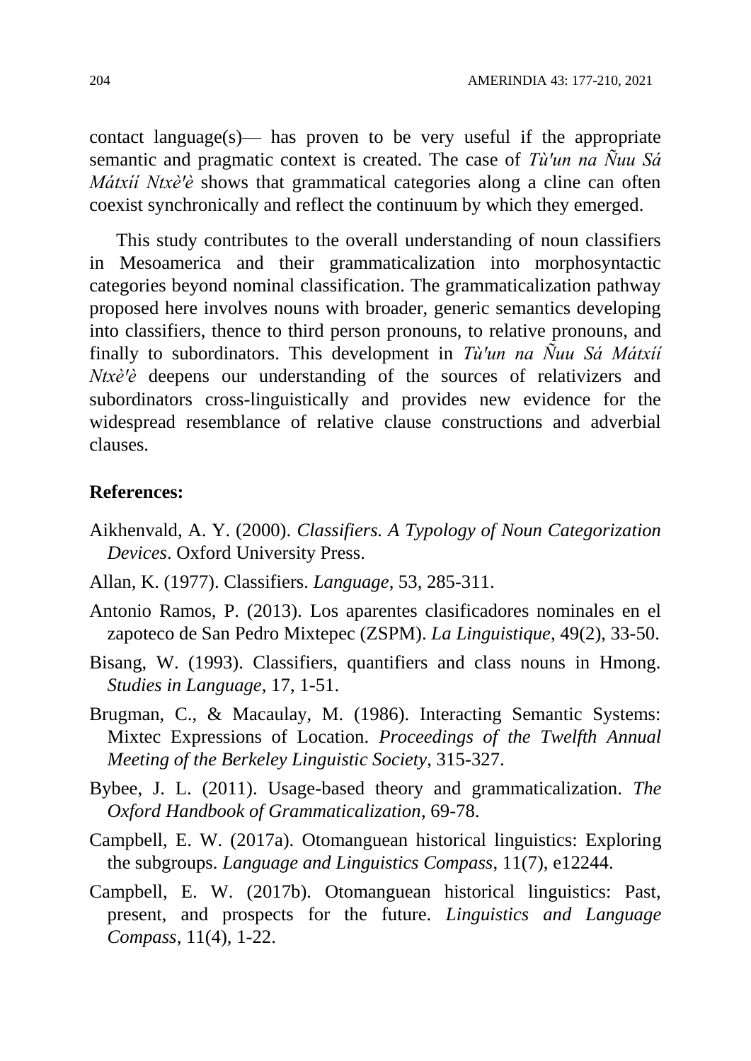contact language(s)— has proven to be very useful if the appropriate semantic and pragmatic context is created. The case of *Tù'un na Ñuu Sá Mátxíí Ntxè'è* shows that grammatical categories along a cline can often coexist synchronically and reflect the continuum by which they emerged.

This study contributes to the overall understanding of noun classifiers in Mesoamerica and their grammaticalization into morphosyntactic categories beyond nominal classification. The grammaticalization pathway proposed here involves nouns with broader, generic semantics developing into classifiers, thence to third person pronouns, to relative pronouns, and finally to subordinators. This development in *Tù'un na Ñuu Sá Mátxíí Ntxè'è* deepens our understanding of the sources of relativizers and subordinators cross-linguistically and provides new evidence for the widespread resemblance of relative clause constructions and adverbial clauses.

## References:

Aikhenvald, A. Y. (2000). *Classifiers. A Typology of Noun Categorization Devices*. Oxford University Press.

Allan, K. (1977). Classifiers. *Language*, 53, 285-311.

Antonio Ramos, P. (2013). Los aparentes clasificadores nominales en el zapoteco de San Pedro Mixtepec (ZSPM). *La Linguistique*, 49(2), 33-50.

Bisang, W. (1993). Classifiers, quantifiers and class nouns in Hmong. *Studies in Language*, 17, 1-51.

Brugman, C., & Macaulay, M. (1986). Interacting Semantic Systems: Mixtec Expressions of Location. *Proceedings of the Twelfth Annual Meeting of the Berkeley Linguistic Society*, 315-327.

Bybee, J. L. (2011). Usage-based theory and grammaticalization. *The Oxford Handbook of Grammaticalization*, 69-78.

Campbell, E. W. (2017a). Otomanguean historical linguistics: Exploring the subgroups. *Language and Linguistics Compass*, 11(7), e12244.

Campbell, E. W. (2017b). Otomanguean historical linguistics: Past, present, and prospects for the future. *Linguistics and Language Compass*, 11(4), 1-22.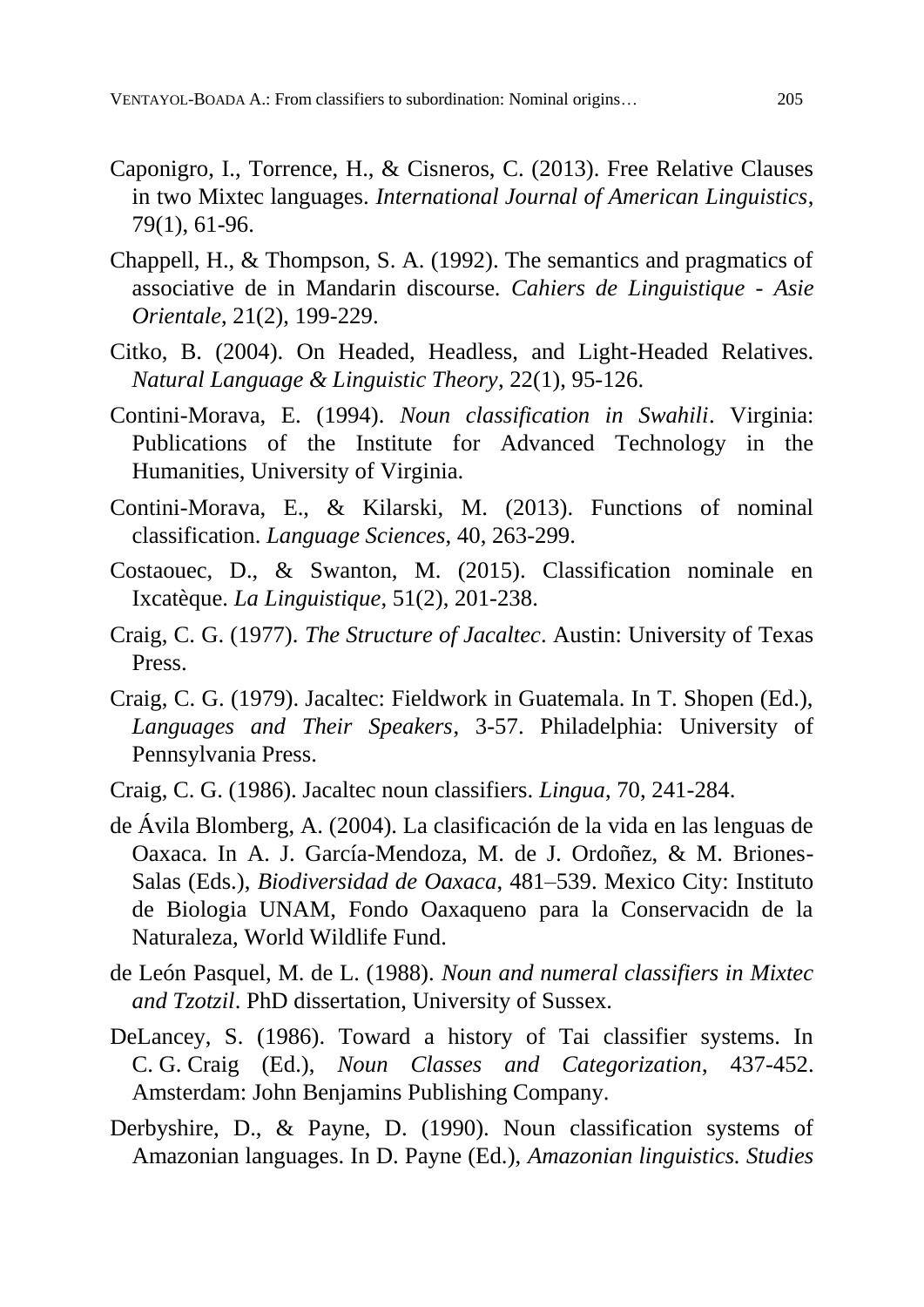Caponigro, I., Torrence, H., & Cisneros, C. (2013). Free Relative Clauses in two Mixtec languages. *International Journal of American Linguistics*, 79(1), 61-96.

Chappell, H., & Thompson, S. A. (1992). The semantics and pragmatics of associative de in Mandarin discourse. *Cahiers de Linguistique - Asie Orientale*, 21(2), 199-229.

Citko, B. (2004). On Headed, Headless, and Light-Headed Relatives. *Natural Language & Linguistic Theory*, 22(1), 95-126.

Contini-Morava, E. (1994). *Noun classification in Swahili*. Virginia: Publications of the Institute for Advanced Technology in the Humanities, University of Virginia.

Contini-Morava, E., & Kilarski, M. (2013). Functions of nominal classification. *Language Sciences*, 40, 263-299.

Costaouec, D., & Swanton, M. (2015). Classification nominale en Ixcatèque. *La Linguistique*, 51(2), 201-238.

Craig, C. G. (1977). *The Structure of Jacaltec*. Austin: University of Texas Press.

Craig, C. G. (1979). Jacaltec: Fieldwork in Guatemala. In T. Shopen (Ed.), *Languages and Their Speakers*, 3-57. Philadelphia: University of Pennsylvania Press.

Craig, C. G. (1986). Jacaltec noun classifiers. *Lingua*, 70, 241-284.

de Ávila Blomberg, A. (2004). La clasificación de la vida en las lenguas de Oaxaca. In A. J. García-Mendoza, M. de J. Ordoñez, & M. Briones-Salas (Eds.), *Biodiversidad de Oaxaca*, 481–539. Mexico City: Instituto de Biologia UNAM, Fondo Oaxaqueno para la Conservacidn de la Naturaleza, World Wildlife Fund.

de León Pasquel, M. de L. (1988). *Noun and numeral classifiers in Mixtec and Tzotzil*. PhD dissertation, University of Sussex.

DeLancey, S. (1986). Toward a history of Tai classifier systems. In C. G. Craig (Ed.), *Noun Classes and Categorization*, 437-452. Amsterdam: John Benjamins Publishing Company.

Derbyshire, D., & Payne, D. (1990). Noun classification systems of Amazonian languages. In D. Payne (Ed.), *Amazonian linguistics. Studies*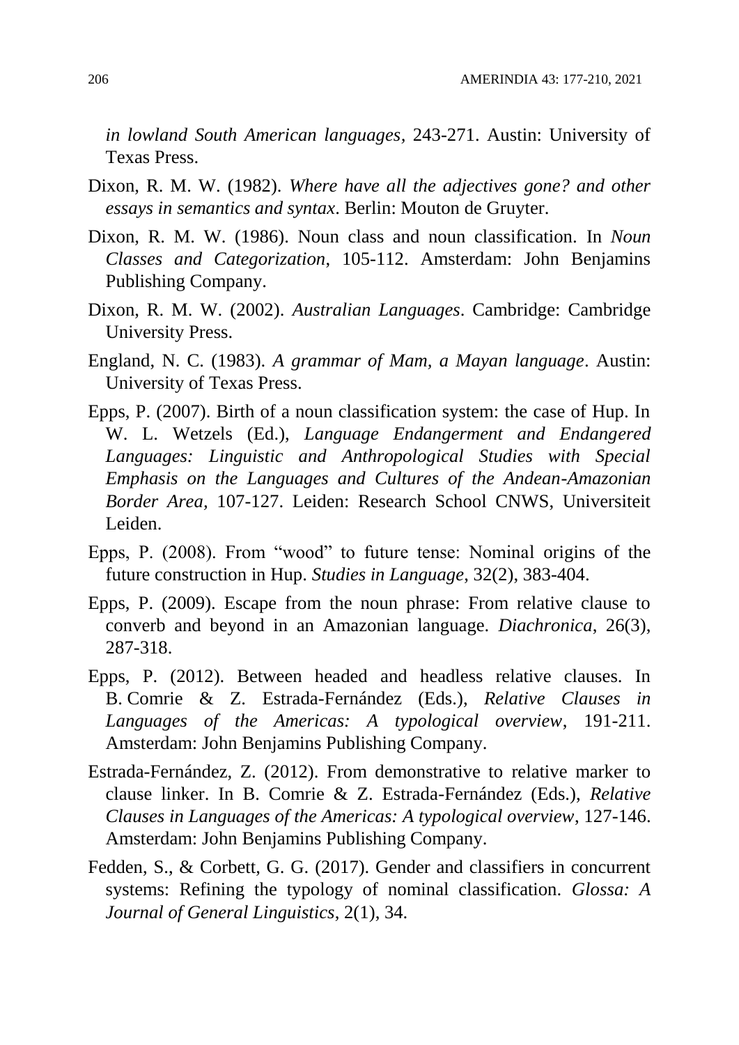*in lowland South American languages*, 243-271. Austin: University of Texas Press.

Dixon, R. M. W. (1982). *Where have all the adjectives gone? and other essays in semantics and syntax*. Berlin: Mouton de Gruyter.

Dixon, R. M. W. (1986). Noun class and noun classification. In *Noun Classes and Categorization*, 105-112. Amsterdam: John Benjamins Publishing Company.

Dixon, R. M. W. (2002). *Australian Languages*. Cambridge: Cambridge University Press.

England, N. C. (1983). *A grammar of Mam, a Mayan language*. Austin: University of Texas Press.

Epps, P. (2007). Birth of a noun classification system: the case of Hup. In W. L. Wetzels (Ed.), *Language Endangerment and Endangered Languages: Linguistic and Anthropological Studies with Special Emphasis on the Languages and Cultures of the Andean-Amazonian Border Area*, 107-127. Leiden: Research School CNWS, Universiteit Leiden.

Epps, P. (2008). From "wood" to future tense: Nominal origins of the future construction in Hup. *Studies in Language*, 32(2), 383-404.

Epps, P. (2009). Escape from the noun phrase: From relative clause to converb and beyond in an Amazonian language. *Diachronica*, 26(3), 287-318.

Epps, P. (2012). Between headed and headless relative clauses. In B. Comrie & Z. Estrada-Fernández (Eds.), *Relative Clauses in Languages of the Americas: A typological overview*, 191-211. Amsterdam: John Benjamins Publishing Company.

Estrada-Fernández, Z. (2012). From demonstrative to relative marker to clause linker. In B. Comrie & Z. Estrada-Fernández (Eds.), *Relative Clauses in Languages of the Americas: A typological overview*, 127-146. Amsterdam: John Benjamins Publishing Company.

Fedden, S., & Corbett, G. G. (2017). Gender and classifiers in concurrent systems: Refining the typology of nominal classification. *Glossa: A Journal of General Linguistics*, 2(1), 34.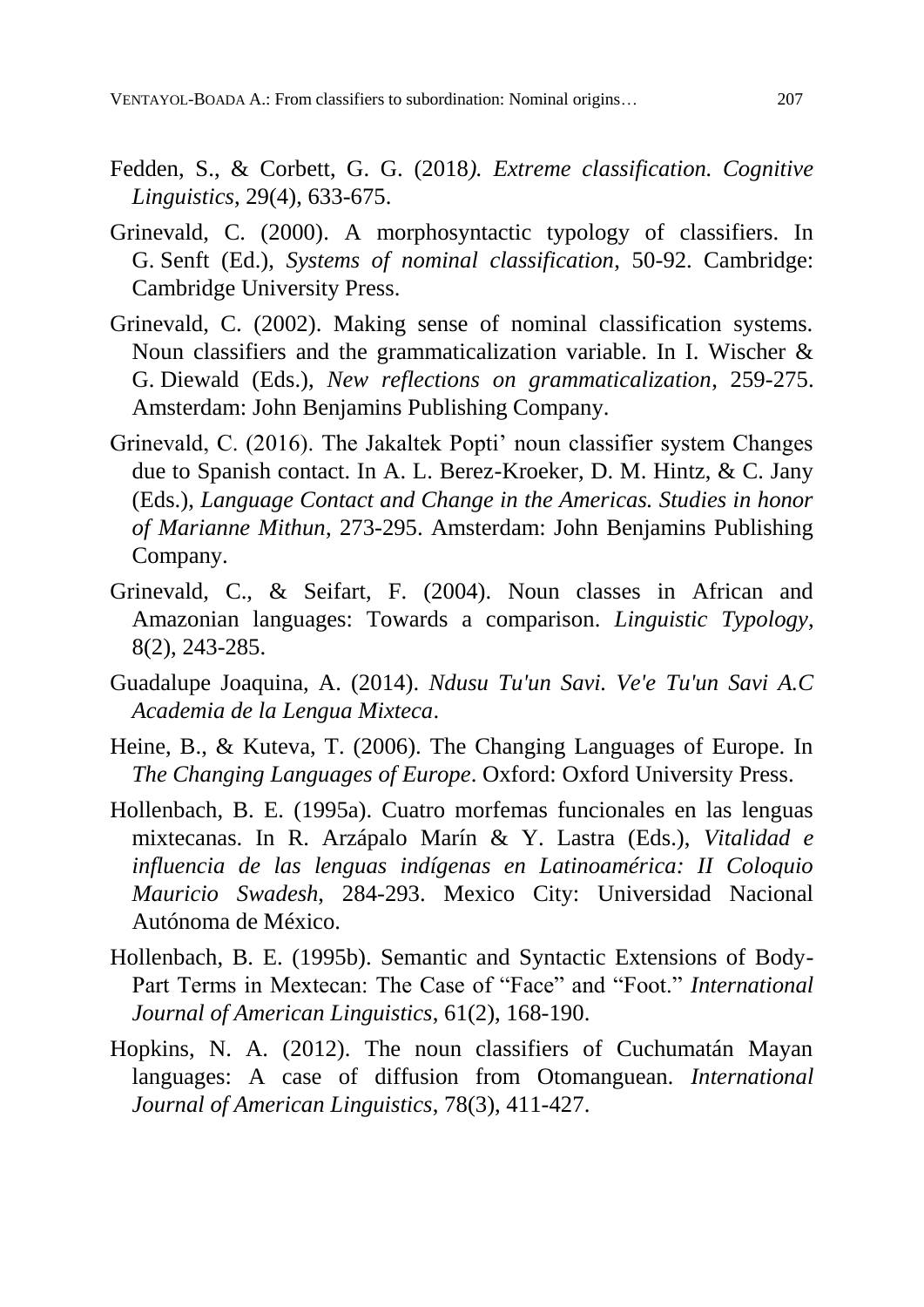Fedden, S., & Corbett, G. G. (2018*). Extreme classification. Cognitive Linguistics*, 29(4), 633-675.

Grinevald, C. (2000). A morphosyntactic typology of classifiers. In G. Senft (Ed.), *Systems of nominal classification*, 50-92. Cambridge: Cambridge University Press.

Grinevald, C. (2002). Making sense of nominal classification systems. Noun classifiers and the grammaticalization variable. In I. Wischer & G. Diewald (Eds.), *New reflections on grammaticalization*, 259-275. Amsterdam: John Benjamins Publishing Company.

Grinevald, C. (2016). The Jakaltek Popti' noun classifier system Changes due to Spanish contact. In A. L. Berez-Kroeker, D. M. Hintz, & C. Jany (Eds.), *Language Contact and Change in the Americas. Studies in honor of Marianne Mithun*, 273-295. Amsterdam: John Benjamins Publishing Company.

Grinevald, C., & Seifart, F. (2004). Noun classes in African and Amazonian languages: Towards a comparison. *Linguistic Typology*, 8(2), 243-285.

Guadalupe Joaquina, A. (2014). *Ndusu Tu'un Savi. Ve'e Tu'un Savi A.C Academia de la Lengua Mixteca*.

Heine, B., & Kuteva, T. (2006). The Changing Languages of Europe. In *The Changing Languages of Europe*. Oxford: Oxford University Press.

Hollenbach, B. E. (1995a). Cuatro morfemas funcionales en las lenguas mixtecanas. In R. Arzápalo Marín & Y. Lastra (Eds.), *Vitalidad e influencia de las lenguas indígenas en Latinoamérica: II Coloquio Mauricio Swadesh*, 284-293. Mexico City: Universidad Nacional Autónoma de México.

Hollenbach, B. E. (1995b). Semantic and Syntactic Extensions of Body-Part Terms in Mextecan: The Case of "Face" and "Foot." *International Journal of American Linguistics*, 61(2), 168-190.

Hopkins, N. A. (2012). The noun classifiers of Cuchumatán Mayan languages: A case of diffusion from Otomanguean. *International Journal of American Linguistics*, 78(3), 411-427.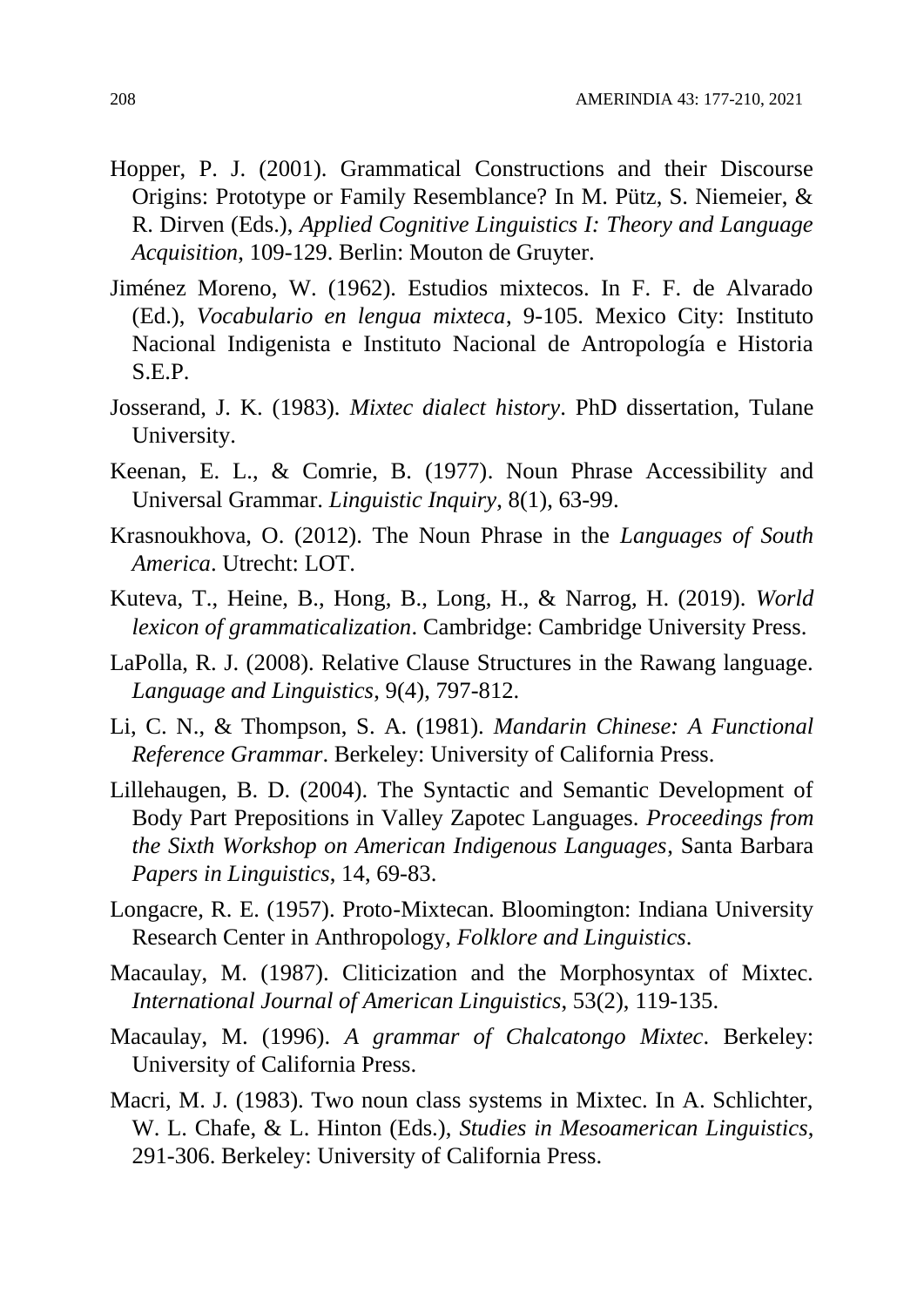Hopper, P. J. (2001). Grammatical Constructions and their Discourse Origins: Prototype or Family Resemblance? In M. Pütz, S. Niemeier, & R. Dirven (Eds.), *Applied Cognitive Linguistics I: Theory and Language Acquisition*, 109-129. Berlin: Mouton de Gruyter.

Jiménez Moreno, W. (1962). Estudios mixtecos. In F. F. de Alvarado (Ed.), *Vocabulario en lengua mixteca*, 9-105. Mexico City: Instituto Nacional Indigenista e Instituto Nacional de Antropología e Historia S.E.P.

Josserand, J. K. (1983). *Mixtec dialect history*. PhD dissertation, Tulane University.

Keenan, E. L., & Comrie, B. (1977). Noun Phrase Accessibility and Universal Grammar. *Linguistic Inquiry*, 8(1), 63-99.

Krasnoukhova, O. (2012). The Noun Phrase in the *Languages of South America*. Utrecht: LOT.

Kuteva, T., Heine, B., Hong, B., Long, H., & Narrog, H. (2019). *World lexicon of grammaticalization*. Cambridge: Cambridge University Press.

LaPolla, R. J. (2008). Relative Clause Structures in the Rawang language. *Language and Linguistics*, 9(4), 797-812.

Li, C. N., & Thompson, S. A. (1981). *Mandarin Chinese: A Functional Reference Grammar*. Berkeley: University of California Press.

Lillehaugen, B. D. (2004). The Syntactic and Semantic Development of Body Part Prepositions in Valley Zapotec Languages. *Proceedings from the Sixth Workshop on American Indigenous Languages*, Santa Barbara *Papers in Linguistics*, 14, 69-83.

Longacre, R. E. (1957). Proto-Mixtecan. Bloomington: Indiana University Research Center in Anthropology, *Folklore and Linguistics*.

Macaulay, M. (1987). Cliticization and the Morphosyntax of Mixtec. *International Journal of American Linguistics*, 53(2), 119-135.

Macaulay, M. (1996). *A grammar of Chalcatongo Mixtec*. Berkeley: University of California Press.

Macri, M. J. (1983). Two noun class systems in Mixtec. In A. Schlichter, W. L. Chafe, & L. Hinton (Eds.), *Studies in Mesoamerican Linguistics*, 291-306. Berkeley: University of California Press.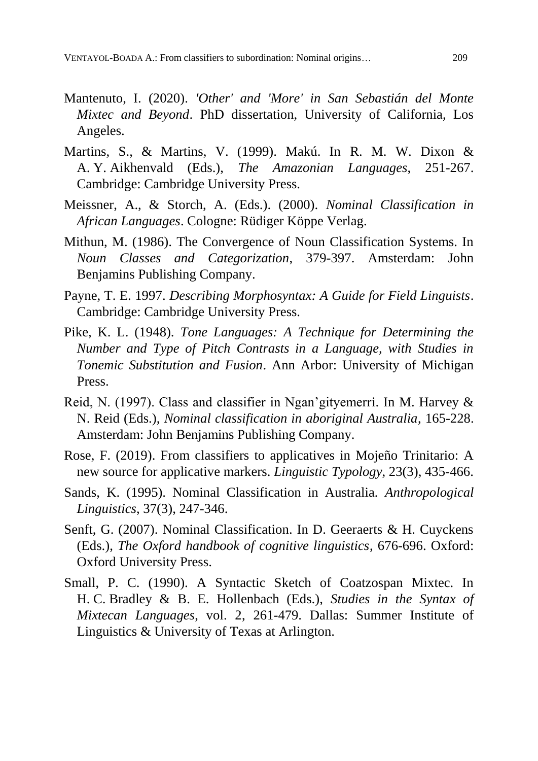Mantenuto, I. (2020). *'Other' and 'More' in San Sebastián del Monte Mixtec and Beyond*. PhD dissertation, University of California, Los Angeles.

Martins, S., & Martins, V. (1999). Makú. In R. M. W. Dixon & A. Y. Aikhenvald (Eds.), *The Amazonian Languages*, 251-267. Cambridge: Cambridge University Press.

Meissner, A., & Storch, A. (Eds.). (2000). *Nominal Classification in African Languages*. Cologne: Rüdiger Köppe Verlag.

Mithun, M. (1986). The Convergence of Noun Classification Systems. In *Noun Classes and Categorization*, 379-397. Amsterdam: John Benjamins Publishing Company.

Payne, T. E. 1997. *Describing Morphosyntax: A Guide for Field Linguists*. Cambridge: Cambridge University Press.

Pike, K. L. (1948). *Tone Languages: A Technique for Determining the Number and Type of Pitch Contrasts in a Language, with Studies in Tonemic Substitution and Fusion*. Ann Arbor: University of Michigan Press.

Reid, N. (1997). Class and classifier in Ngan'gityemerri. In M. Harvey & N. Reid (Eds.), *Nominal classification in aboriginal Australia*, 165-228. Amsterdam: John Benjamins Publishing Company.

Rose, F. (2019). From classifiers to applicatives in Mojeño Trinitario: A new source for applicative markers. *Linguistic Typology*, 23(3), 435-466.

Sands, K. (1995). Nominal Classification in Australia. *Anthropological Linguistics*, 37(3), 247-346.

Senft, G. (2007). Nominal Classification. In D. Geeraerts & H. Cuyckens (Eds.), *The Oxford handbook of cognitive linguistics*, 676-696. Oxford: Oxford University Press.

Small, P. C. (1990). A Syntactic Sketch of Coatzospan Mixtec. In H. C. Bradley & B. E. Hollenbach (Eds.), *Studies in the Syntax of Mixtecan Languages*, vol. 2, 261-479. Dallas: Summer Institute of Linguistics & University of Texas at Arlington.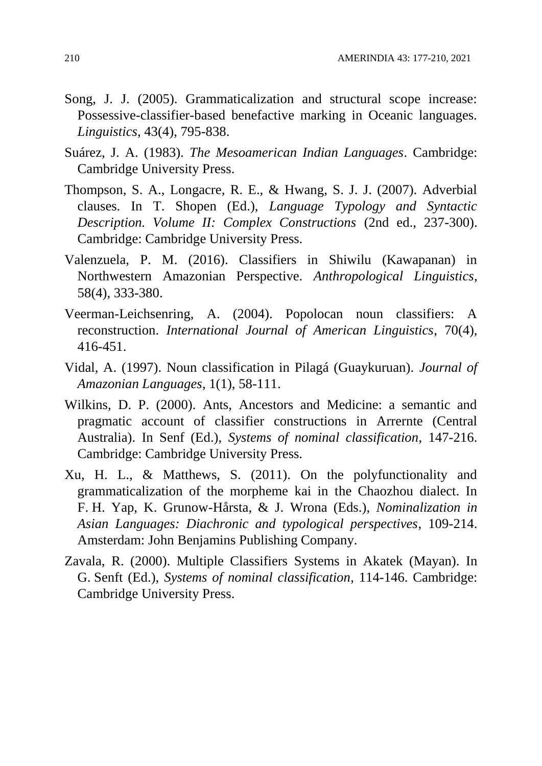Song, J. J. (2005). Grammaticalization and structural scope increase: Possessive-classifier-based benefactive marking in Oceanic languages. *Linguistics*, 43(4), 795-838.

Suárez, J. A. (1983). *The Mesoamerican Indian Languages*. Cambridge: Cambridge University Press.

Thompson, S. A., Longacre, R. E., & Hwang, S. J. J. (2007). Adverbial clauses. In T. Shopen (Ed.), *Language Typology and Syntactic Description. Volume II: Complex Constructions* (2nd ed., 237-300). Cambridge: Cambridge University Press.

Valenzuela, P. M. (2016). Classifiers in Shiwilu (Kawapanan) in Northwestern Amazonian Perspective. *Anthropological Linguistics*, 58(4), 333-380.

Veerman-Leichsenring, A. (2004). Popolocan noun classifiers: A reconstruction. *International Journal of American Linguistics*, 70(4), 416-451.

Vidal, A. (1997). Noun classification in Pilagá (Guaykuruan). *Journal of Amazonian Languages*, 1(1), 58-111.

Wilkins, D. P. (2000). Ants, Ancestors and Medicine: a semantic and pragmatic account of classifier constructions in Arrernte (Central Australia). In Senf (Ed.), *Systems of nominal classification*, 147-216. Cambridge: Cambridge University Press.

Xu, H. L., & Matthews, S. (2011). On the polyfunctionality and grammaticalization of the morpheme kai in the Chaozhou dialect. In F. H. Yap, K. Grunow-Hårsta, & J. Wrona (Eds.), *Nominalization in Asian Languages: Diachronic and typological perspectives*, 109-214. Amsterdam: John Benjamins Publishing Company.

Zavala, R. (2000). Multiple Classifiers Systems in Akatek (Mayan). In G. Senft (Ed.), *Systems of nominal classification*, 114-146. Cambridge: Cambridge University Press.